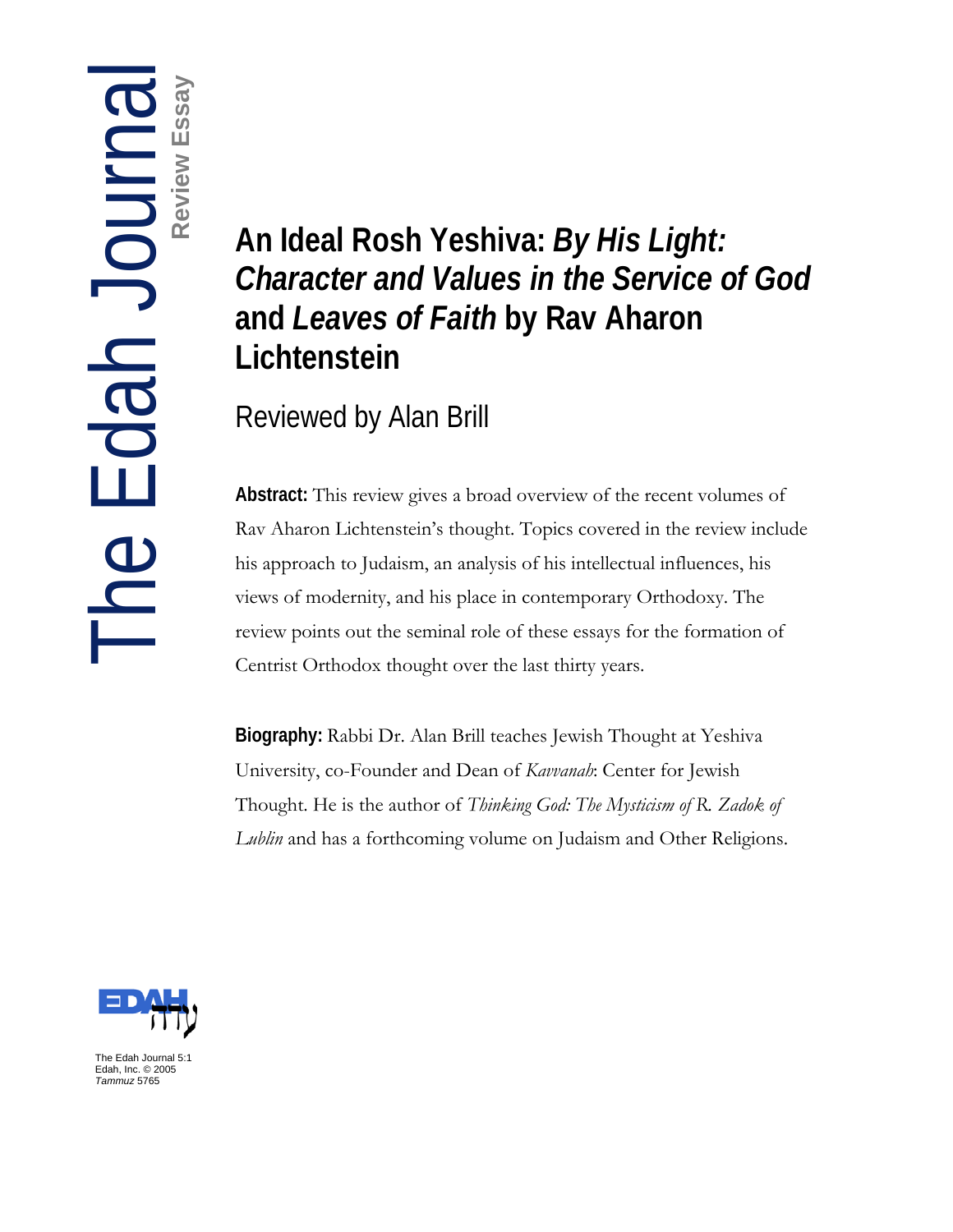# An Ideal Rosh Yeshiva: *By His Light: Character and Values in the Service of God* and *Leaves of Faith* by Rav Aharon Lichtenstein

Reviewed by Alan Brill

**Abstract:** This review gives a broad overview of the recent volumes of Rav Aharon Lichtenstein's thought. Topics covered in the review include his approach to Judaism, an analysis of his intellectual influences, his views of modernity, and his place in contemporary Orthodoxy. The review points out the seminal role of these essays for the formation of Centrist Orthodox thought over the last thirty years.

**Biography:** Rabbi Dr. Alan Brill teaches Jewish Thought at Yeshiva University, co-Founder and Dean of *Kavvanah*: Center for Jewish Thought. He is the author of *Thinking God: The Mysticism of R. Zadok of Lublin* and has a forthcoming volume on Judaism and Other Religions.

The Edah Journal 5:1
Edah, Inc. © 2005
*Tammuz* 5765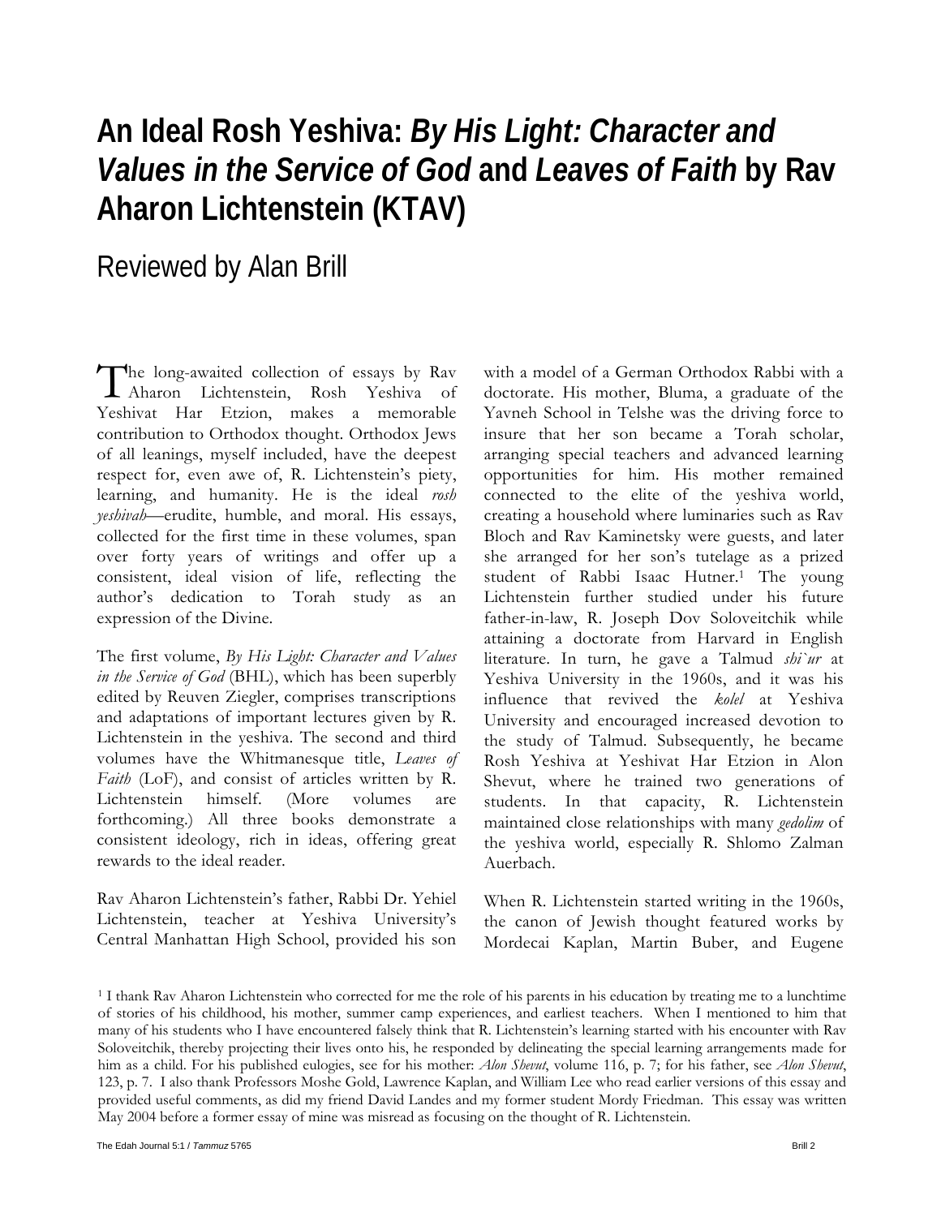# An Ideal Rosh Yeshiva: *By His Light: Character and Values in the Service of God* and *Leaves of Faith* by Rav Aharon Lichtenstein (KTAV)

## Reviewed by Alan Brill

The long-awaited collection of essays by Rav Aharon Lichtenstein, Rosh Yeshiva of Yeshivat Har Etzion, makes a memorable contribution to Orthodox thought. Orthodox Jews of all leanings, myself included, have the deepest respect for, even awe of, R. Lichtenstein's piety, learning, and humanity. He is the ideal *rosh yeshivah*—erudite, humble, and moral. His essays, collected for the first time in these volumes, span over forty years of writings and offer up a consistent, ideal vision of life, reflecting the author's dedication to Torah study as an expression of the Divine.

The first volume, *By His Light: Character and Values in the Service of God* (BHL), which has been superbly edited by Reuven Ziegler, comprises transcriptions and adaptations of important lectures given by R. Lichtenstein in the yeshiva. The second and third volumes have the Whitmanesque title, *Leaves of Faith* (LoF), and consist of articles written by R. Lichtenstein himself. (More volumes are forthcoming.) All three books demonstrate a consistent ideology, rich in ideas, offering great rewards to the ideal reader.

Rav Aharon Lichtenstein's father, Rabbi Dr. Yehiel Lichtenstein, teacher at Yeshiva University's Central Manhattan High School, provided his son with a model of a German Orthodox Rabbi with a doctorate. His mother, Bluma, a graduate of the Yavneh School in Telshe was the driving force to insure that her son became a Torah scholar, arranging special teachers and advanced learning opportunities for him. His mother remained connected to the elite of the yeshiva world, creating a household where luminaries such as Rav Bloch and Rav Kaminetsky were guests, and later she arranged for her son's tutelage as a prized student of Rabbi Isaac Hutner.[1] The young Lichtenstein further studied under his future father-in-law, R. Joseph Dov Soloveitchik while attaining a doctorate from Harvard in English literature. In turn, he gave a Talmud *shi`ur* at Yeshiva University in the 1960s, and it was his influence that revived the *kolel* at Yeshiva University and encouraged increased devotion to the study of Talmud. Subsequently, he became Rosh Yeshiva at Yeshivat Har Etzion in Alon Shevut, where he trained two generations of students. In that capacity, R. Lichtenstein maintained close relationships with many *gedolim* of the yeshiva world, especially R. Shlomo Zalman Auerbach.

When R. Lichtenstein started writing in the 1960s, the canon of Jewish thought featured works by Mordecai Kaplan, Martin Buber, and Eugene

[1] I thank Rav Aharon Lichtenstein who corrected for me the role of his parents in his education by treating me to a lunchtime of stories of his childhood, his mother, summer camp experiences, and earliest teachers. When I mentioned to him that many of his students who I have encountered falsely think that R. Lichtenstein's learning started with his encounter with Rav Soloveitchik, thereby projecting their lives onto his, he responded by delineating the special learning arrangements made for him as a child. For his published eulogies, see for his mother: *Alon Shevut*, volume 116, p. 7; for his father, see *Alon Shevut*, 123, p. 7. I also thank Professors Moshe Gold, Lawrence Kaplan, and William Lee who read earlier versions of this essay and provided useful comments, as did my friend David Landes and my former student Mordy Friedman. This essay was written May 2004 before a former essay of mine was misread as focusing on the thought of R. Lichtenstein.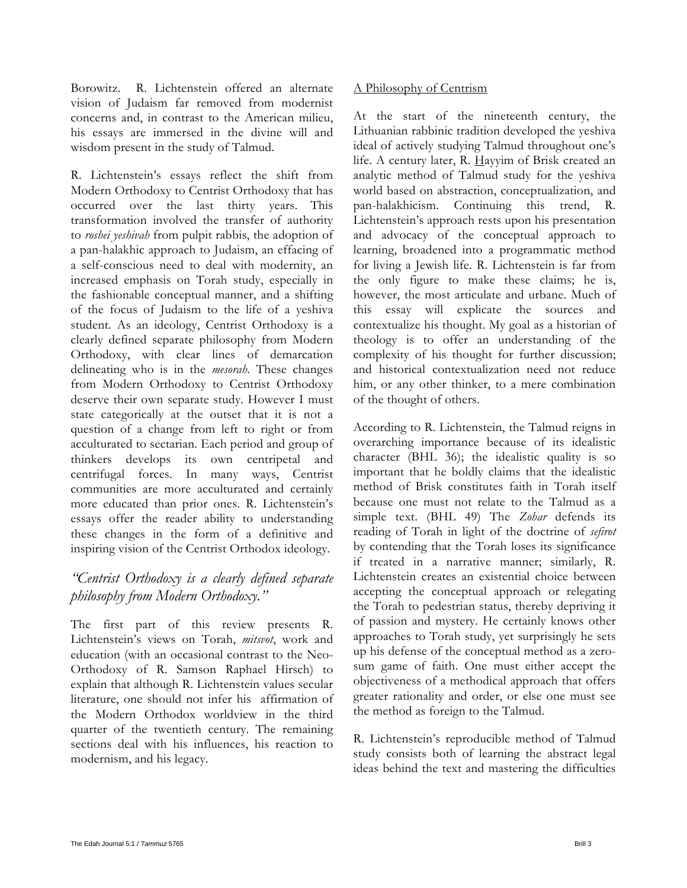Borowitz. R. Lichtenstein offered an alternate vision of Judaism far removed from modernist concerns and, in contrast to the American milieu, his essays are immersed in the divine will and wisdom present in the study of Talmud.

R. Lichtenstein's essays reflect the shift from Modern Orthodoxy to Centrist Orthodoxy that has occurred over the last thirty years. This transformation involved the transfer of authority to *roshei yeshivah* from pulpit rabbis, the adoption of a pan-halakhic approach to Judaism, an effacing of a self-conscious need to deal with modernity, an increased emphasis on Torah study, especially in the fashionable conceptual manner, and a shifting of the focus of Judaism to the life of a yeshiva student. As an ideology, Centrist Orthodoxy is a clearly defined separate philosophy from Modern Orthodoxy, with clear lines of demarcation delineating who is in the *mesorah.* These changes from Modern Orthodoxy to Centrist Orthodoxy deserve their own separate study. However I must state categorically at the outset that it is not a question of a change from left to right or from acculturated to sectarian. Each period and group of thinkers develops its own centripetal and centrifugal forces. In many ways, Centrist communities are more acculturated and certainly more educated than prior ones. R. Lichtenstein's essays offer the reader ability to understanding these changes in the form of a definitive and inspiring vision of the Centrist Orthodox ideology.

*"Centrist Orthodoxy is a clearly defined separate philosophy from Modern Orthodoxy."*

The first part of this review presents R. Lichtenstein's views on Torah, *mitsvot*, work and education (with an occasional contrast to the Neo-Orthodoxy of R. Samson Raphael Hirsch) to explain that although R. Lichtenstein values secular literature, one should not infer his affirmation of the Modern Orthodox worldview in the third quarter of the twentieth century. The remaining sections deal with his influences, his reaction to modernism, and his legacy.

## A Philosophy of Centrism

At the start of the nineteenth century, the Lithuanian rabbinic tradition developed the yeshiva ideal of actively studying Talmud throughout one's life. A century later, R. Hayyim of Brisk created an analytic method of Talmud study for the yeshiva world based on abstraction, conceptualization, and pan-halakhicism. Continuing this trend, R. Lichtenstein's approach rests upon his presentation and advocacy of the conceptual approach to learning, broadened into a programmatic method for living a Jewish life. R. Lichtenstein is far from the only figure to make these claims; he is, however, the most articulate and urbane. Much of this essay will explicate the sources and contextualize his thought. My goal as a historian of theology is to offer an understanding of the complexity of his thought for further discussion; and historical contextualization need not reduce him, or any other thinker, to a mere combination of the thought of others.

According to R. Lichtenstein, the Talmud reigns in overarching importance because of its idealistic character (BHL 36); the idealistic quality is so important that he boldly claims that the idealistic method of Brisk constitutes faith in Torah itself because one must not relate to the Talmud as a simple text. (BHL 49) The *Zohar* defends its reading of Torah in light of the doctrine of *sefirot* by contending that the Torah loses its significance if treated in a narrative manner; similarly, R. Lichtenstein creates an existential choice between accepting the conceptual approach or relegating the Torah to pedestrian status, thereby depriving it of passion and mystery. He certainly knows other approaches to Torah study, yet surprisingly he sets up his defense of the conceptual method as a zero-sum game of faith. One must either accept the objectiveness of a methodical approach that offers greater rationality and order, or else one must see the method as foreign to the Talmud.

R. Lichtenstein's reproducible method of Talmud study consists both of learning the abstract legal ideas behind the text and mastering the difficulties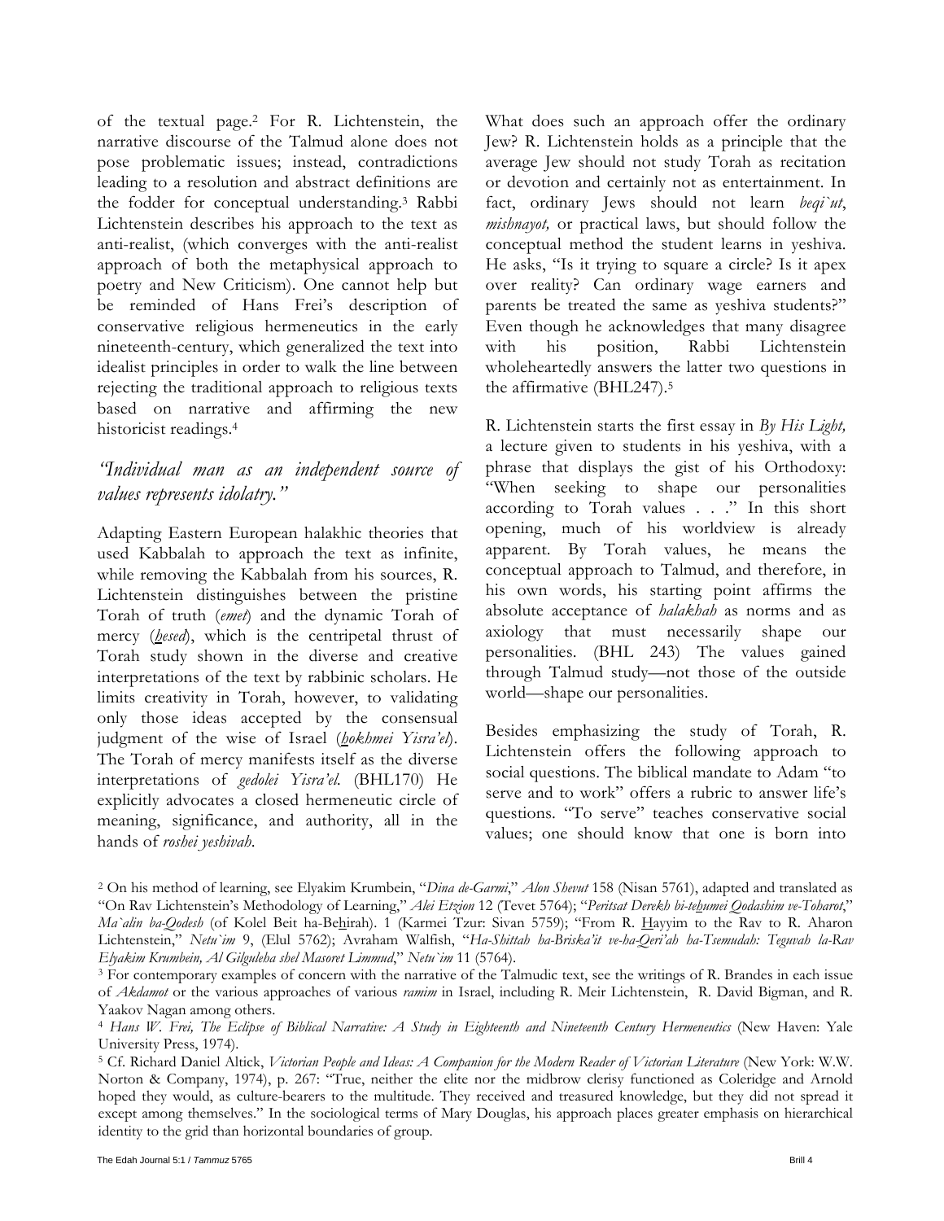of the textual page.[2] For R. Lichtenstein, the narrative discourse of the Talmud alone does not pose problematic issues; instead, contradictions leading to a resolution and abstract definitions are the fodder for conceptual understanding.[3] Rabbi Lichtenstein describes his approach to the text as anti-realist, (which converges with the anti-realist approach of both the metaphysical approach to poetry and New Criticism). One cannot help but be reminded of Hans Frei's description of conservative religious hermeneutics in the early nineteenth-century, which generalized the text into idealist principles in order to walk the line between rejecting the traditional approach to religious texts based on narrative and affirming the new historicist readings.[4]

## *"Individual man as an independent source of values represents idolatry."*

Adapting Eastern European halakhic theories that used Kabbalah to approach the text as infinite, while removing the Kabbalah from his sources, R. Lichtenstein distinguishes between the pristine Torah of truth (*emet*) and the dynamic Torah of mercy (*hesed*), which is the centripetal thrust of Torah study shown in the diverse and creative interpretations of the text by rabbinic scholars. He limits creativity in Torah, however, to validating only those ideas accepted by the consensual judgment of the wise of Israel (*hokhmei Yisra'el*). The Torah of mercy manifests itself as the diverse interpretations of *gedolei Yisra'el.* (BHL170) He explicitly advocates a closed hermeneutic circle of meaning, significance, and authority, all in the hands of *roshei yeshivah*.

What does such an approach offer the ordinary Jew? R. Lichtenstein holds as a principle that the average Jew should not study Torah as recitation or devotion and certainly not as entertainment. In fact, ordinary Jews should not learn *beqi`ut*, *mishnayot,* or practical laws, but should follow the conceptual method the student learns in yeshiva. He asks, "Is it trying to square a circle? Is it apex over reality? Can ordinary wage earners and parents be treated the same as yeshiva students?" Even though he acknowledges that many disagree with his position, Rabbi Lichtenstein wholeheartedly answers the latter two questions in the affirmative (BHL247).[5]

R. Lichtenstein starts the first essay in *By His Light,* a lecture given to students in his yeshiva, with a phrase that displays the gist of his Orthodoxy: "When seeking to shape our personalities according to Torah values . . ." In this short opening, much of his worldview is already apparent. By Torah values, he means the conceptual approach to Talmud, and therefore, in his own words, his starting point affirms the absolute acceptance of *halakhah* as norms and as axiology that must necessarily shape our personalities. (BHL 243) The values gained through Talmud study—not those of the outside world—shape our personalities.

Besides emphasizing the study of Torah, R. Lichtenstein offers the following approach to social questions. The biblical mandate to Adam "to serve and to work" offers a rubric to answer life's questions. "To serve" teaches conservative social values; one should know that one is born into

---

[2] On his method of learning, see Elyakim Krumbein, "*Dina de-Garmi*," *Alon Shevut* 158 (Nisan 5761), adapted and translated as "On Rav Lichtenstein's Methodology of Learning," *Alei Etzion* 12 (Tevet 5764); "*Peritsat Derekh bi-tehumei Qodashim ve-Toharot*," *Ma`alin ba-Qodesh* (of Kolel Beit ha-Behirah). 1 (Karmei Tzur: Sivan 5759); "From R. Hayyim to the Rav to R. Aharon Lichtenstein," *Netu`im* 9, (Elul 5762); Avraham Walfish, "*Ha-Shittah ha-Briska'it ve-ha-Qeri'ah ha-Tsemudah: Teguvah la-Rav Elyakim Krumbein, Al Gilguleha shel Masoret Limmud*," *Netu`im* 11 (5764).

[3] For contemporary examples of concern with the narrative of the Talmudic text, see the writings of R. Brandes in each issue of *Akdamot* or the various approaches of various *ramim* in Israel, including R. Meir Lichtenstein, R. David Bigman, and R. Yaakov Nagan among others.

[4] *Hans W. Frei, The Eclipse of Biblical Narrative: A Study in Eighteenth and Nineteenth Century Hermeneutics* (New Haven: Yale University Press, 1974).

[5] Cf. Richard Daniel Altick, *Victorian People and Ideas: A Companion for the Modern Reader of Victorian Literature* (New York: W.W. Norton & Company, 1974), p. 267: "True, neither the elite nor the midbrow clerisy functioned as Coleridge and Arnold hoped they would, as culture-bearers to the multitude. They received and treasured knowledge, but they did not spread it except among themselves." In the sociological terms of Mary Douglas, his approach places greater emphasis on hierarchical identity to the grid than horizontal boundaries of group.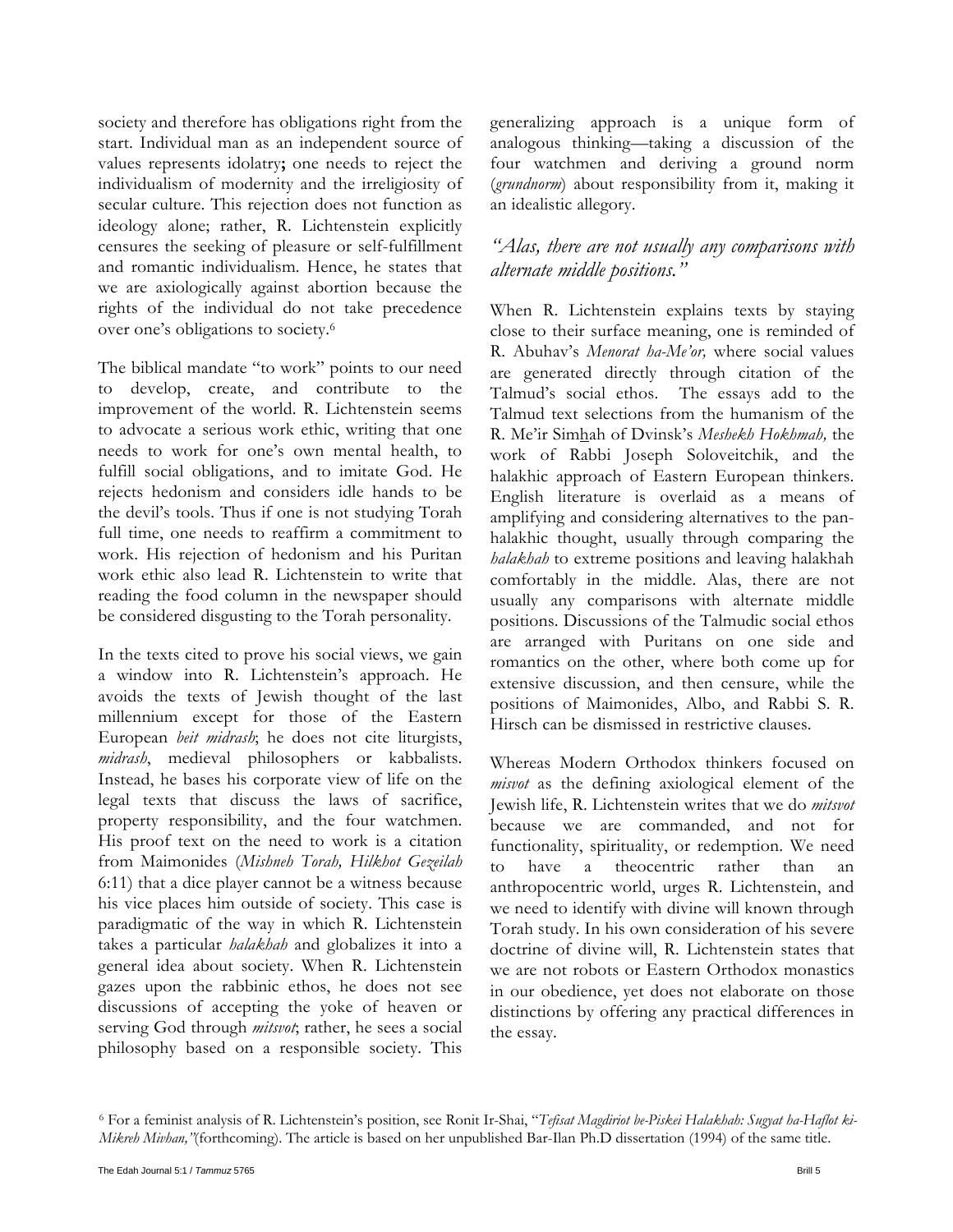society and therefore has obligations right from the start. Individual man as an independent source of values represents idolatry**;** one needs to reject the individualism of modernity and the irreligiosity of secular culture. This rejection does not function as ideology alone; rather, R. Lichtenstein explicitly censures the seeking of pleasure or self-fulfillment and romantic individualism. Hence, he states that we are axiologically against abortion because the rights of the individual do not take precedence over one's obligations to society.[6]

The biblical mandate "to work" points to our need to develop, create, and contribute to the improvement of the world. R. Lichtenstein seems to advocate a serious work ethic, writing that one needs to work for one's own mental health, to fulfill social obligations, and to imitate God. He rejects hedonism and considers idle hands to be the devil's tools. Thus if one is not studying Torah full time, one needs to reaffirm a commitment to work. His rejection of hedonism and his Puritan work ethic also lead R. Lichtenstein to write that reading the food column in the newspaper should be considered disgusting to the Torah personality.

In the texts cited to prove his social views, we gain a window into R. Lichtenstein's approach. He avoids the texts of Jewish thought of the last millennium except for those of the Eastern European *beit midrash*; he does not cite liturgists, *midrash*, medieval philosophers or kabbalists. Instead, he bases his corporate view of life on the legal texts that discuss the laws of sacrifice, property responsibility, and the four watchmen. His proof text on the need to work is a citation from Maimonides (*Mishneh Torah, Hilkhot Gezeilah* 6:11) that a dice player cannot be a witness because his vice places him outside of society. This case is paradigmatic of the way in which R. Lichtenstein takes a particular *halakhah* and globalizes it into a general idea about society. When R. Lichtenstein gazes upon the rabbinic ethos, he does not see discussions of accepting the yoke of heaven or serving God through *mitsvot*; rather, he sees a social philosophy based on a responsible society. This generalizing approach is a unique form of analogous thinking—taking a discussion of the four watchmen and deriving a ground norm (*grundnorm*) about responsibility from it, making it an idealistic allegory.

## *"Alas, there are not usually any comparisons with alternate middle positions."*

When R. Lichtenstein explains texts by staying close to their surface meaning, one is reminded of R. Abuhav's *Menorat ha-Me'or,* where social values are generated directly through citation of the Talmud's social ethos. The essays add to the Talmud text selections from the humanism of the R. Me'ir Sim<u>h</u>ah of Dvinsk's *Meshekh Hokhmah,* the work of Rabbi Joseph Soloveitchik, and the halakhic approach of Eastern European thinkers. English literature is overlaid as a means of amplifying and considering alternatives to the pan-halakhic thought, usually through comparing the *halakhah* to extreme positions and leaving halakhah comfortably in the middle. Alas, there are not usually any comparisons with alternate middle positions. Discussions of the Talmudic social ethos are arranged with Puritans on one side and romantics on the other, where both come up for extensive discussion, and then censure, while the positions of Maimonides, Albo, and Rabbi S. R. Hirsch can be dismissed in restrictive clauses.

Whereas Modern Orthodox thinkers focused on *misvot* as the defining axiological element of the Jewish life, R. Lichtenstein writes that we do *mitsvot* because we are commanded, and not for functionality, spirituality, or redemption. We need to have a theocentric rather than an anthropocentric world, urges R. Lichtenstein, and we need to identify with divine will known through Torah study. In his own consideration of his severe doctrine of divine will, R. Lichtenstein states that we are not robots or Eastern Orthodox monastics in our obedience, yet does not elaborate on those distinctions by offering any practical differences in the essay.

[6] For a feminist analysis of R. Lichtenstein's position, see Ronit Ir-Shai, "*Tefisat Magdiriot be-Piskei Halakhah: Sugyat ha-Haflot ki-Mikreh Mivhan,"*(forthcoming). The article is based on her unpublished Bar-Ilan Ph.D dissertation (1994) of the same title.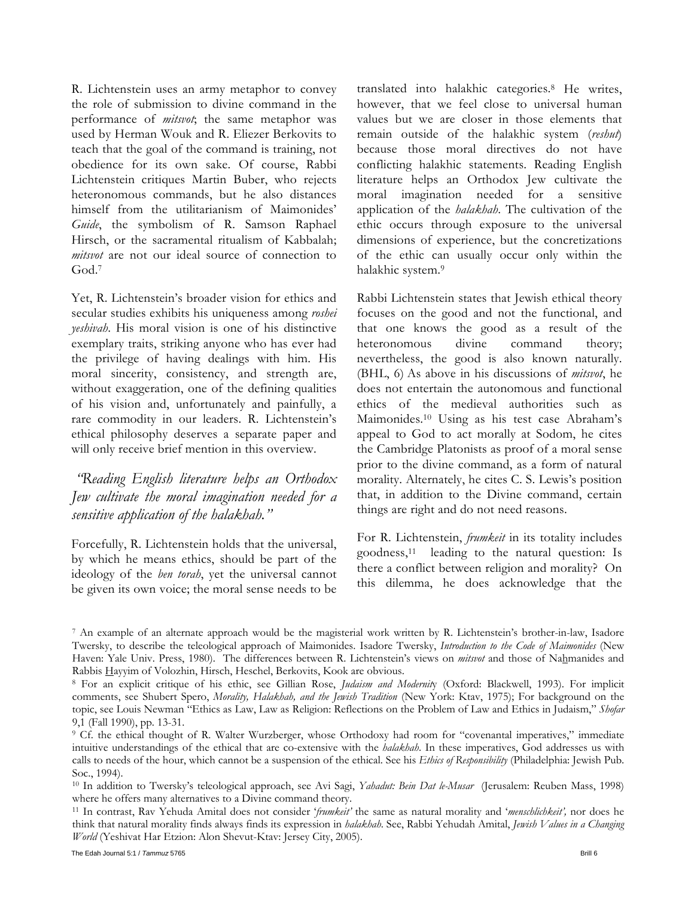R. Lichtenstein uses an army metaphor to convey the role of submission to divine command in the performance of *mitsvot*; the same metaphor was used by Herman Wouk and R. Eliezer Berkovits to teach that the goal of the command is training, not obedience for its own sake. Of course, Rabbi Lichtenstein critiques Martin Buber, who rejects heteronomous commands, but he also distances himself from the utilitarianism of Maimonides' *Guide*, the symbolism of R. Samson Raphael Hirsch, or the sacramental ritualism of Kabbalah; *mitsvot* are not our ideal source of connection to God.[7]

Yet, R. Lichtenstein's broader vision for ethics and secular studies exhibits his uniqueness among *roshei yeshivah*. His moral vision is one of his distinctive exemplary traits, striking anyone who has ever had the privilege of having dealings with him. His moral sincerity, consistency, and strength are, without exaggeration, one of the defining qualities of his vision and, unfortunately and painfully, a rare commodity in our leaders. R. Lichtenstein's ethical philosophy deserves a separate paper and will only receive brief mention in this overview.

*"Reading English literature helps an Orthodox Jew cultivate the moral imagination needed for a sensitive application of the halakhah."*

Forcefully, R. Lichtenstein holds that the universal, by which he means ethics, should be part of the ideology of the *ben torah*, yet the universal cannot be given its own voice; the moral sense needs to be translated into halakhic categories.[8] He writes, however, that we feel close to universal human values but we are closer in those elements that remain outside of the halakhic system (*reshut*) because those moral directives do not have conflicting halakhic statements. Reading English literature helps an Orthodox Jew cultivate the moral imagination needed for a sensitive application of the *halakhah*. The cultivation of the ethic occurs through exposure to the universal dimensions of experience, but the concretizations of the ethic can usually occur only within the halakhic system.[9]

Rabbi Lichtenstein states that Jewish ethical theory focuses on the good and not the functional, and that one knows the good as a result of the heteronomous divine command theory; nevertheless, the good is also known naturally. (BHL, 6) As above in his discussions of *mitsvot*, he does not entertain the autonomous and functional ethics of the medieval authorities such as Maimonides.[10] Using as his test case Abraham's appeal to God to act morally at Sodom, he cites the Cambridge Platonists as proof of a moral sense prior to the divine command, as a form of natural morality. Alternately, he cites C. S. Lewis's position that, in addition to the Divine command, certain things are right and do not need reasons.

For R. Lichtenstein, *frumkeit* in its totality includes goodness,[11] leading to the natural question: Is there a conflict between religion and morality? On this dilemma, he does acknowledge that the

---

[7] An example of an alternate approach would be the magisterial work written by R. Lichtenstein's brother-in-law, Isadore Twersky, to describe the teleological approach of Maimonides. Isadore Twersky, *Introduction to the Code of Maimonides* (New Haven: Yale Univ. Press, 1980). The differences between R. Lichtenstein's views on *mitsvot* and those of Nahmanides and Rabbis Hayyim of Volozhin, Hirsch, Heschel, Berkovits, Kook are obvious.

[8] For an explicit critique of his ethic, see Gillian Rose, *Judaism and Modernity* (Oxford: Blackwell, 1993). For implicit comments, see Shubert Spero, *Morality, Halakhah, and the Jewish Tradition* (New York: Ktav, 1975); For background on the topic, see Louis Newman "Ethics as Law, Law as Religion: Reflections on the Problem of Law and Ethics in Judaism," *Shofar* 9,1 (Fall 1990), pp. 13-31.

[9] Cf. the ethical thought of R. Walter Wurzberger, whose Orthodoxy had room for "covenantal imperatives," immediate intuitive understandings of the ethical that are co-extensive with the *halakhah*. In these imperatives, God addresses us with calls to needs of the hour, which cannot be a suspension of the ethical. See his *Ethics of Responsibility* (Philadelphia: Jewish Pub. Soc., 1994).

[10] In addition to Twersky's teleological approach, see Avi Sagi, *Yahadut: Bein Dat le-Musar* (Jerusalem: Reuben Mass, 1998) where he offers many alternatives to a Divine command theory.

[11] In contrast, Rav Yehuda Amital does not consider '*frumkeit'* the same as natural morality and '*menschlichkeit',* nor does he think that natural morality finds always finds its expression in *halakhah*. See, Rabbi Yehudah Amital, *Jewish Values in a Changing World* (Yeshivat Har Etzion: Alon Shevut-Ktav: Jersey City, 2005).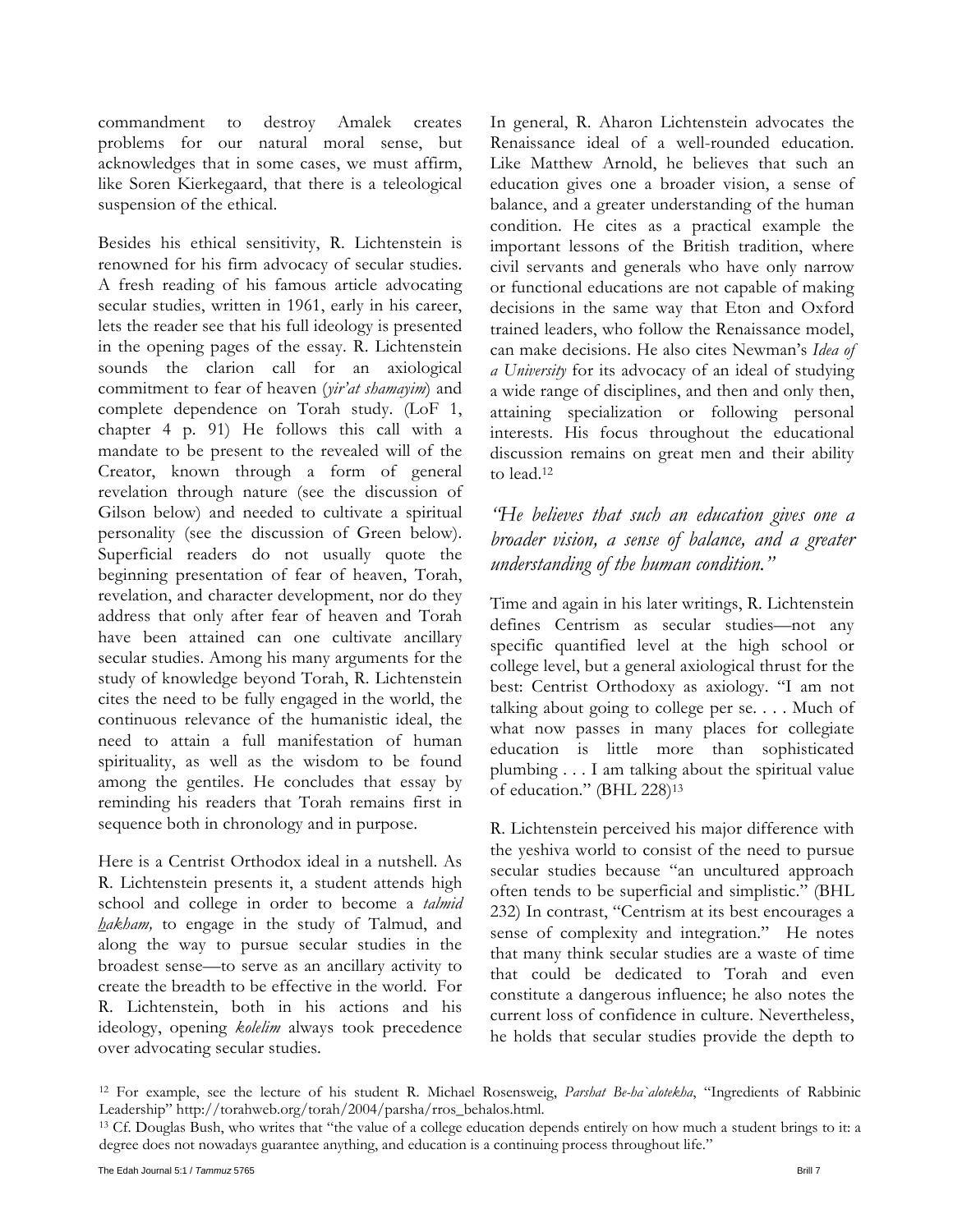commandment to destroy Amalek creates problems for our natural moral sense, but acknowledges that in some cases, we must affirm, like Soren Kierkegaard, that there is a teleological suspension of the ethical.

Besides his ethical sensitivity, R. Lichtenstein is renowned for his firm advocacy of secular studies. A fresh reading of his famous article advocating secular studies, written in 1961, early in his career, lets the reader see that his full ideology is presented in the opening pages of the essay. R. Lichtenstein sounds the clarion call for an axiological commitment to fear of heaven (*yir'at shamayim*) and complete dependence on Torah study. (LoF 1, chapter 4 p. 91) He follows this call with a mandate to be present to the revealed will of the Creator, known through a form of general revelation through nature (see the discussion of Gilson below) and needed to cultivate a spiritual personality (see the discussion of Green below). Superficial readers do not usually quote the beginning presentation of fear of heaven, Torah, revelation, and character development, nor do they address that only after fear of heaven and Torah have been attained can one cultivate ancillary secular studies. Among his many arguments for the study of knowledge beyond Torah, R. Lichtenstein cites the need to be fully engaged in the world, the continuous relevance of the humanistic ideal, the need to attain a full manifestation of human spirituality, as well as the wisdom to be found among the gentiles. He concludes that essay by reminding his readers that Torah remains first in sequence both in chronology and in purpose.

Here is a Centrist Orthodox ideal in a nutshell. As R. Lichtenstein presents it, a student attends high school and college in order to become a *talmid hakham,* to engage in the study of Talmud, and along the way to pursue secular studies in the broadest sense—to serve as an ancillary activity to create the breadth to be effective in the world. For R. Lichtenstein, both in his actions and his ideology, opening *kolelim* always took precedence over advocating secular studies.

In general, R. Aharon Lichtenstein advocates the Renaissance ideal of a well-rounded education. Like Matthew Arnold, he believes that such an education gives one a broader vision, a sense of balance, and a greater understanding of the human condition. He cites as a practical example the important lessons of the British tradition, where civil servants and generals who have only narrow or functional educations are not capable of making decisions in the same way that Eton and Oxford trained leaders, who follow the Renaissance model, can make decisions. He also cites Newman's *Idea of a University* for its advocacy of an ideal of studying a wide range of disciplines, and then and only then, attaining specialization or following personal interests. His focus throughout the educational discussion remains on great men and their ability to lead.[12]

*"He believes that such an education gives one a broader vision, a sense of balance, and a greater understanding of the human condition."*

Time and again in his later writings, R. Lichtenstein defines Centrism as secular studies—not any specific quantified level at the high school or college level, but a general axiological thrust for the best: Centrist Orthodoxy as axiology. "I am not talking about going to college per se. . . . Much of what now passes in many places for collegiate education is little more than sophisticated plumbing . . . I am talking about the spiritual value of education." (BHL 228)[13]

R. Lichtenstein perceived his major difference with the yeshiva world to consist of the need to pursue secular studies because "an uncultured approach often tends to be superficial and simplistic." (BHL 232) In contrast, "Centrism at its best encourages a sense of complexity and integration." He notes that many think secular studies are a waste of time that could be dedicated to Torah and even constitute a dangerous influence; he also notes the current loss of confidence in culture. Nevertheless, he holds that secular studies provide the depth to

[12] For example, see the lecture of his student R. Michael Rosensweig, *Parshat Be-ha`alotekha*, "Ingredients of Rabbinic Leadership" http://torahweb.org/torah/2004/parsha/rros_behalos.html.

[13] Cf. Douglas Bush, who writes that "the value of a college education depends entirely on how much a student brings to it: a degree does not nowadays guarantee anything, and education is a continuing process throughout life."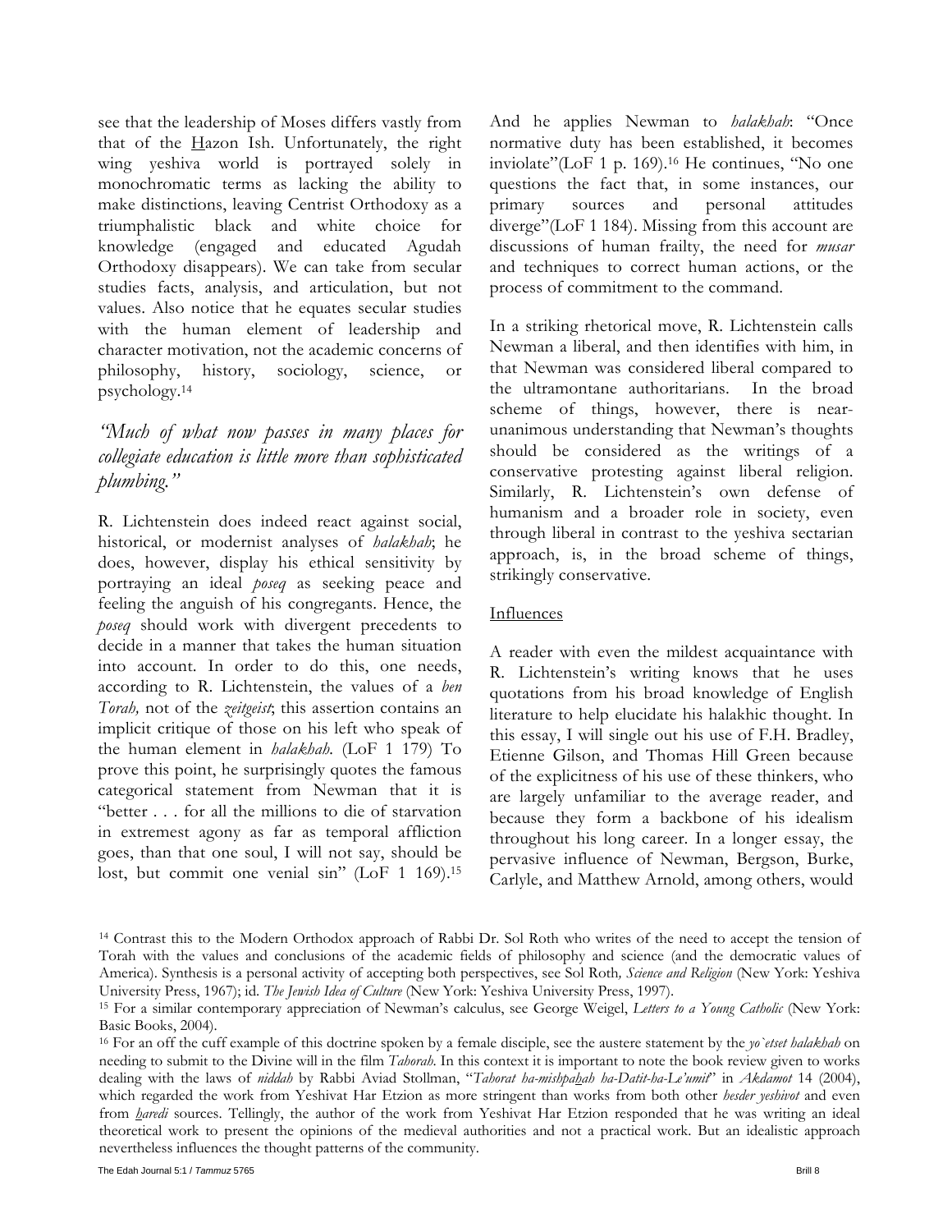see that the leadership of Moses differs vastly from that of the Hazon Ish. Unfortunately, the right wing yeshiva world is portrayed solely in monochromatic terms as lacking the ability to make distinctions, leaving Centrist Orthodoxy as a triumphalistic black and white choice for knowledge (engaged and educated Agudah Orthodoxy disappears). We can take from secular studies facts, analysis, and articulation, but not values. Also notice that he equates secular studies with the human element of leadership and character motivation, not the academic concerns of philosophy, history, sociology, science, or psychology.[14]

*"Much of what now passes in many places for collegiate education is little more than sophisticated plumbing."*

R. Lichtenstein does indeed react against social, historical, or modernist analyses of *halakhah*; he does, however, display his ethical sensitivity by portraying an ideal *poseq* as seeking peace and feeling the anguish of his congregants. Hence, the *poseq* should work with divergent precedents to decide in a manner that takes the human situation into account. In order to do this, one needs, according to R. Lichtenstein, the values of a *ben Torah,* not of the *zeitgeist*; this assertion contains an implicit critique of those on his left who speak of the human element in *halakhah*. (LoF 1 179) To prove this point, he surprisingly quotes the famous categorical statement from Newman that it is "better . . . for all the millions to die of starvation in extremest agony as far as temporal affliction goes, than that one soul, I will not say, should be lost, but commit one venial sin" (LoF 1 169).[15] And he applies Newman to *halakhah*: "Once normative duty has been established, it becomes inviolate"(LoF 1 p. 169).[16] He continues, "No one questions the fact that, in some instances, our primary sources and personal attitudes diverge"(LoF 1 184). Missing from this account are discussions of human frailty, the need for *musar* and techniques to correct human actions, or the process of commitment to the command.

In a striking rhetorical move, R. Lichtenstein calls Newman a liberal, and then identifies with him, in that Newman was considered liberal compared to the ultramontane authoritarians. In the broad scheme of things, however, there is near-unanimous understanding that Newman's thoughts should be considered as the writings of a conservative protesting against liberal religion. Similarly, R. Lichtenstein's own defense of humanism and a broader role in society, even through liberal in contrast to the yeshiva sectarian approach, is, in the broad scheme of things, strikingly conservative.

Influences

A reader with even the mildest acquaintance with R. Lichtenstein's writing knows that he uses quotations from his broad knowledge of English literature to help elucidate his halakhic thought. In this essay, I will single out his use of F.H. Bradley, Etienne Gilson, and Thomas Hill Green because of the explicitness of his use of these thinkers, who are largely unfamiliar to the average reader, and because they form a backbone of his idealism throughout his long career. In a longer essay, the pervasive influence of Newman, Bergson, Burke, Carlyle, and Matthew Arnold, among others, would

[14] Contrast this to the Modern Orthodox approach of Rabbi Dr. Sol Roth who writes of the need to accept the tension of Torah with the values and conclusions of the academic fields of philosophy and science (and the democratic values of America). Synthesis is a personal activity of accepting both perspectives, see Sol Roth*, Science and Religion* (New York: Yeshiva University Press, 1967); id. *The Jewish Idea of Culture* (New York: Yeshiva University Press, 1997).

[15] For a similar contemporary appreciation of Newman's calculus, see George Weigel, *Letters to a Young Catholic* (New York: Basic Books, 2004).

[16] For an off the cuff example of this doctrine spoken by a female disciple, see the austere statement by the *yo`etset halakhah* on needing to submit to the Divine will in the film *Tahorah*. In this context it is important to note the book review given to works dealing with the laws of *niddah* by Rabbi Aviad Stollman, "*Tahorat ha-mishpahah ha-Datit-ha-Le'umit*" in *Akdamot* 14 (2004), which regarded the work from Yeshivat Har Etzion as more stringent than works from both other *hesder yeshivot* and even from *haredi* sources. Tellingly, the author of the work from Yeshivat Har Etzion responded that he was writing an ideal theoretical work to present the opinions of the medieval authorities and not a practical work. But an idealistic approach nevertheless influences the thought patterns of the community.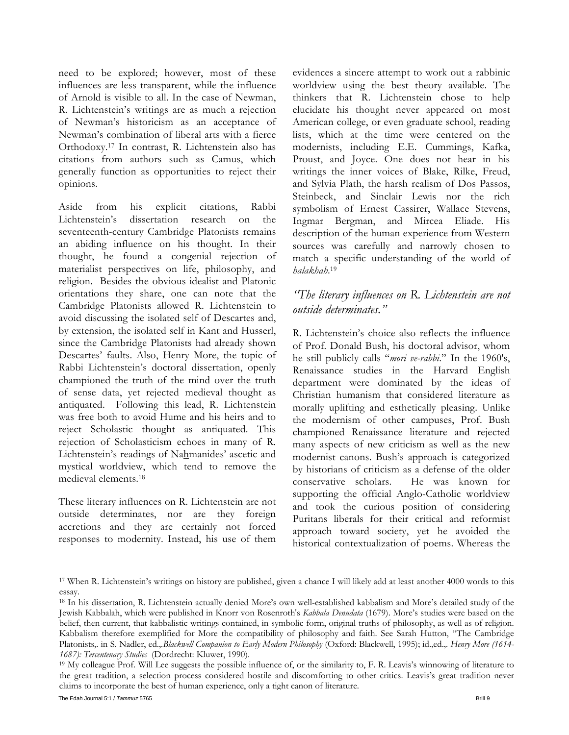need to be explored; however, most of these influences are less transparent, while the influence of Arnold is visible to all. In the case of Newman, R. Lichtenstein's writings are as much a rejection of Newman's historicism as an acceptance of Newman's combination of liberal arts with a fierce Orthodoxy.[17] In contrast, R. Lichtenstein also has citations from authors such as Camus, which generally function as opportunities to reject their opinions.

Aside from his explicit citations, Rabbi Lichtenstein's dissertation research on the seventeenth-century Cambridge Platonists remains an abiding influence on his thought. In their thought, he found a congenial rejection of materialist perspectives on life, philosophy, and religion. Besides the obvious idealist and Platonic orientations they share, one can note that the Cambridge Platonists allowed R. Lichtenstein to avoid discussing the isolated self of Descartes and, by extension, the isolated self in Kant and Husserl, since the Cambridge Platonists had already shown Descartes' faults. Also, Henry More, the topic of Rabbi Lichtenstein's doctoral dissertation, openly championed the truth of the mind over the truth of sense data, yet rejected medieval thought as antiquated. Following this lead, R. Lichtenstein was free both to avoid Hume and his heirs and to reject Scholastic thought as antiquated. This rejection of Scholasticism echoes in many of R. Lichtenstein's readings of Nahmanides' ascetic and mystical worldview, which tend to remove the medieval elements.[18]

These literary influences on R. Lichtenstein are not outside determinates, nor are they foreign accretions and they are certainly not forced responses to modernity. Instead, his use of them evidences a sincere attempt to work out a rabbinic worldview using the best theory available. The thinkers that R. Lichtenstein chose to help elucidate his thought never appeared on most American college, or even graduate school, reading lists, which at the time were centered on the modernists, including E.E. Cummings, Kafka, Proust, and Joyce. One does not hear in his writings the inner voices of Blake, Rilke, Freud, and Sylvia Plath, the harsh realism of Dos Passos, Steinbeck, and Sinclair Lewis nor the rich symbolism of Ernest Cassirer, Wallace Stevens, Ingmar Bergman, and Mircea Eliade. His description of the human experience from Western sources was carefully and narrowly chosen to match a specific understanding of the world of *halakhah*.[19]

*"The literary influences on R. Lichtenstein are not outside determinates."*

R. Lichtenstein's choice also reflects the influence of Prof. Donald Bush, his doctoral advisor, whom he still publicly calls "*mori ve-rabbi*." In the 1960's, Renaissance studies in the Harvard English department were dominated by the ideas of Christian humanism that considered literature as morally uplifting and esthetically pleasing. Unlike the modernism of other campuses, Prof. Bush championed Renaissance literature and rejected many aspects of new criticism as well as the new modernist canons. Bush's approach is categorized by historians of criticism as a defense of the older conservative scholars. He was known for supporting the official Anglo-Catholic worldview and took the curious position of considering Puritans liberals for their critical and reformist approach toward society, yet he avoided the historical contextualization of poems. Whereas the

---

[17] When R. Lichtenstein's writings on history are published, given a chance I will likely add at least another 4000 words to this essay.

[18] In his dissertation, R. Lichtenstein actually denied More's own well-established kabbalism and More's detailed study of the Jewish Kabbalah, which were published in Knorr von Rosenroth's *Kabbala Denudata* (1679). More's studies were based on the belief, then current, that kabbalistic writings contained, in symbolic form, original truths of philosophy, as well as of religion. Kabbalism therefore exemplified for More the compatibility of philosophy and faith. See Sarah Hutton, "The Cambridge Platonists,. in S. Nadler, ed.,.*Blackwell Companion to Early Modern Philosophy* (Oxford: Blackwell, 1995); id.,ed.,. *Henry More (1614-1687): Tercentenary Studies* (Dordrecht: Kluwer, 1990).

[19] My colleague Prof. Will Lee suggests the possible influence of, or the similarity to, F. R. Leavis's winnowing of literature to the great tradition, a selection process considered hostile and discomforting to other critics. Leavis's great tradition never claims to incorporate the best of human experience, only a tight canon of literature.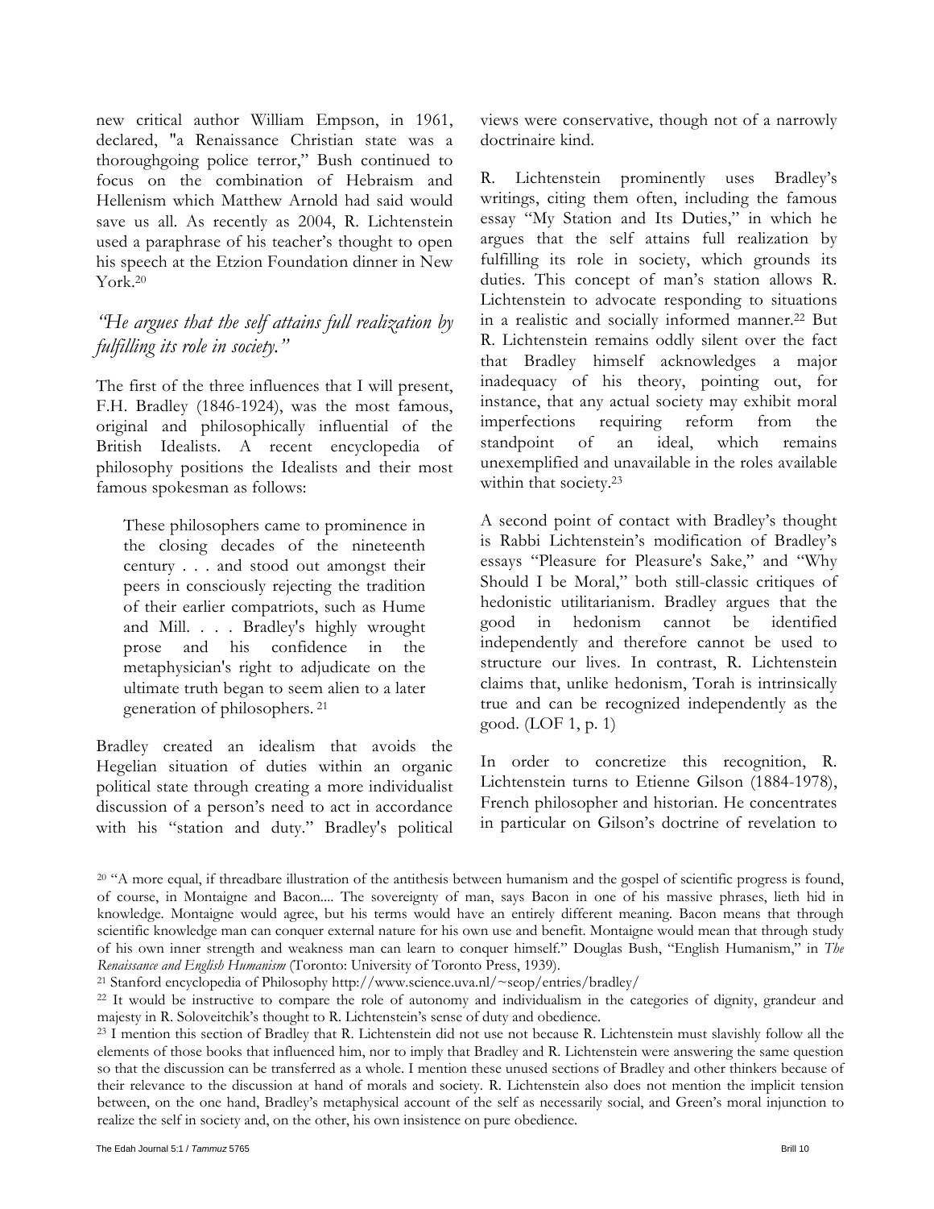new critical author William Empson, in 1961, declared, "a Renaissance Christian state was a thoroughgoing police terror," Bush continued to focus on the combination of Hebraism and Hellenism which Matthew Arnold had said would save us all. As recently as 2004, R. Lichtenstein used a paraphrase of his teacher's thought to open his speech at the Etzion Foundation dinner in New York.[20]

### *"He argues that the self attains full realization by fulfilling its role in society."*

The first of the three influences that I will present, F.H. Bradley (1846-1924), was the most famous, original and philosophically influential of the British Idealists. A recent encyclopedia of philosophy positions the Idealists and their most famous spokesman as follows:

> These philosophers came to prominence in the closing decades of the nineteenth century . . . and stood out amongst their peers in consciously rejecting the tradition of their earlier compatriots, such as Hume and Mill. . . . Bradley's highly wrought prose and his confidence in the metaphysician's right to adjudicate on the ultimate truth began to seem alien to a later generation of philosophers. [21]

Bradley created an idealism that avoids the Hegelian situation of duties within an organic political state through creating a more individualist discussion of a person's need to act in accordance with his "station and duty." Bradley's political views were conservative, though not of a narrowly doctrinaire kind.

R. Lichtenstein prominently uses Bradley's writings, citing them often, including the famous essay "My Station and Its Duties," in which he argues that the self attains full realization by fulfilling its role in society, which grounds its duties. This concept of man's station allows R. Lichtenstein to advocate responding to situations in a realistic and socially informed manner.[22] But R. Lichtenstein remains oddly silent over the fact that Bradley himself acknowledges a major inadequacy of his theory, pointing out, for instance, that any actual society may exhibit moral imperfections requiring reform from the standpoint of an ideal, which remains unexemplified and unavailable in the roles available within that society.[23]

A second point of contact with Bradley's thought is Rabbi Lichtenstein's modification of Bradley's essays "Pleasure for Pleasure's Sake," and "Why Should I be Moral," both still-classic critiques of hedonistic utilitarianism. Bradley argues that the good in hedonism cannot be identified independently and therefore cannot be used to structure our lives. In contrast, R. Lichtenstein claims that, unlike hedonism, Torah is intrinsically true and can be recognized independently as the good. (LOF 1, p. 1)

In order to concretize this recognition, R. Lichtenstein turns to Etienne Gilson (1884-1978), French philosopher and historian. He concentrates in particular on Gilson's doctrine of revelation to

---

[20] "A more equal, if threadbare illustration of the antithesis between humanism and the gospel of scientific progress is found, of course, in Montaigne and Bacon.... The sovereignty of man, says Bacon in one of his massive phrases, lieth hid in knowledge. Montaigne would agree, but his terms would have an entirely different meaning. Bacon means that through scientific knowledge man can conquer external nature for his own use and benefit. Montaigne would mean that through study of his own inner strength and weakness man can learn to conquer himself." Douglas Bush, "English Humanism," in *The Renaissance and English Humanism* (Toronto: University of Toronto Press, 1939).

[21] Stanford encyclopedia of Philosophy http://www.science.uva.nl/~seop/entries/bradley/

[22] It would be instructive to compare the role of autonomy and individualism in the categories of dignity, grandeur and majesty in R. Soloveitchik's thought to R. Lichtenstein's sense of duty and obedience.

[23] I mention this section of Bradley that R. Lichtenstein did not use not because R. Lichtenstein must slavishly follow all the elements of those books that influenced him, nor to imply that Bradley and R. Lichtenstein were answering the same question so that the discussion can be transferred as a whole. I mention these unused sections of Bradley and other thinkers because of their relevance to the discussion at hand of morals and society. R. Lichtenstein also does not mention the implicit tension between, on the one hand, Bradley's metaphysical account of the self as necessarily social, and Green's moral injunction to realize the self in society and, on the other, his own insistence on pure obedience.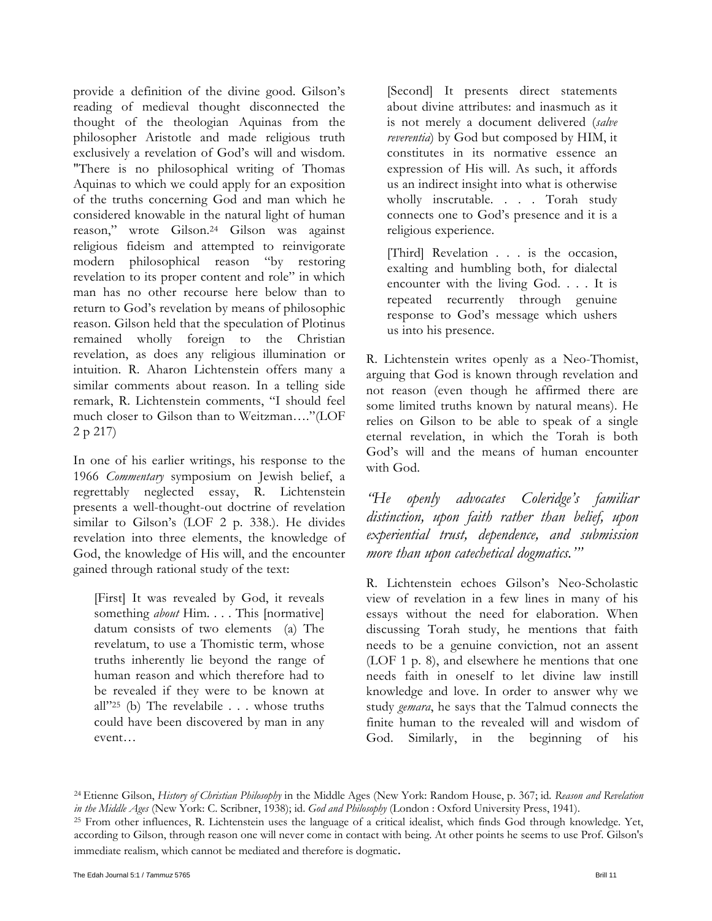provide a definition of the divine good. Gilson's reading of medieval thought disconnected the thought of the theologian Aquinas from the philosopher Aristotle and made religious truth exclusively a revelation of God's will and wisdom. "There is no philosophical writing of Thomas Aquinas to which we could apply for an exposition of the truths concerning God and man which he considered knowable in the natural light of human reason," wrote Gilson.[24] Gilson was against religious fideism and attempted to reinvigorate modern philosophical reason "by restoring revelation to its proper content and role" in which man has no other recourse here below than to return to God's revelation by means of philosophic reason. Gilson held that the speculation of Plotinus remained wholly foreign to the Christian revelation, as does any religious illumination or intuition. R. Aharon Lichtenstein offers many a similar comments about reason. In a telling side remark, R. Lichtenstein comments, "I should feel much closer to Gilson than to Weitzman…."(LOF 2 p 217)

In one of his earlier writings, his response to the 1966 *Commentary* symposium on Jewish belief, a regrettably neglected essay, R. Lichtenstein presents a well-thought-out doctrine of revelation similar to Gilson's (LOF 2 p. 338.). He divides revelation into three elements, the knowledge of God, the knowledge of His will, and the encounter gained through rational study of the text:

> [First] It was revealed by God, it reveals something *about* Him. . . . This [normative] datum consists of two elements (a) The revelatum, to use a Thomistic term, whose truths inherently lie beyond the range of human reason and which therefore had to be revealed if they were to be known at all"[25] (b) The revelabile . . . whose truths could have been discovered by man in any event…
>
> [Second] It presents direct statements about divine attributes: and inasmuch as it is not merely a document delivered (*salve reverentia*) by God but composed by HIM, it constitutes in its normative essence an expression of His will. As such, it affords us an indirect insight into what is otherwise wholly inscrutable. . . . Torah study connects one to God's presence and it is a religious experience.
>
> [Third] Revelation . . . is the occasion, exalting and humbling both, for dialectal encounter with the living God. . . . It is repeated recurrently through genuine response to God's message which ushers us into his presence.

R. Lichtenstein writes openly as a Neo-Thomist, arguing that God is known through revelation and not reason (even though he affirmed there are some limited truths known by natural means). He relies on Gilson to be able to speak of a single eternal revelation, in which the Torah is both God's will and the means of human encounter with God.

*"He openly advocates Coleridge's familiar distinction, upon faith rather than belief, upon experiential trust, dependence, and submission more than upon catechetical dogmatics."*

R. Lichtenstein echoes Gilson's Neo-Scholastic view of revelation in a few lines in many of his essays without the need for elaboration. When discussing Torah study, he mentions that faith needs to be a genuine conviction, not an assent (LOF 1 p. 8), and elsewhere he mentions that one needs faith in oneself to let divine law instill knowledge and love. In order to answer why we study *gemara*, he says that the Talmud connects the finite human to the revealed will and wisdom of God. Similarly, in the beginning of his

[24] Etienne Gilson, *History of Christian Philosophy* in the Middle Ages (New York: Random House, p. 367; id. *Reason and Revelation in the Middle Ages* (New York: C. Scribner, 1938); id. *God and Philosophy* (London : Oxford University Press, 1941).

[25] From other influences, R. Lichtenstein uses the language of a critical idealist, which finds God through knowledge. Yet, according to Gilson, through reason one will never come in contact with being. At other points he seems to use Prof. Gilson's immediate realism, which cannot be mediated and therefore is dogmatic.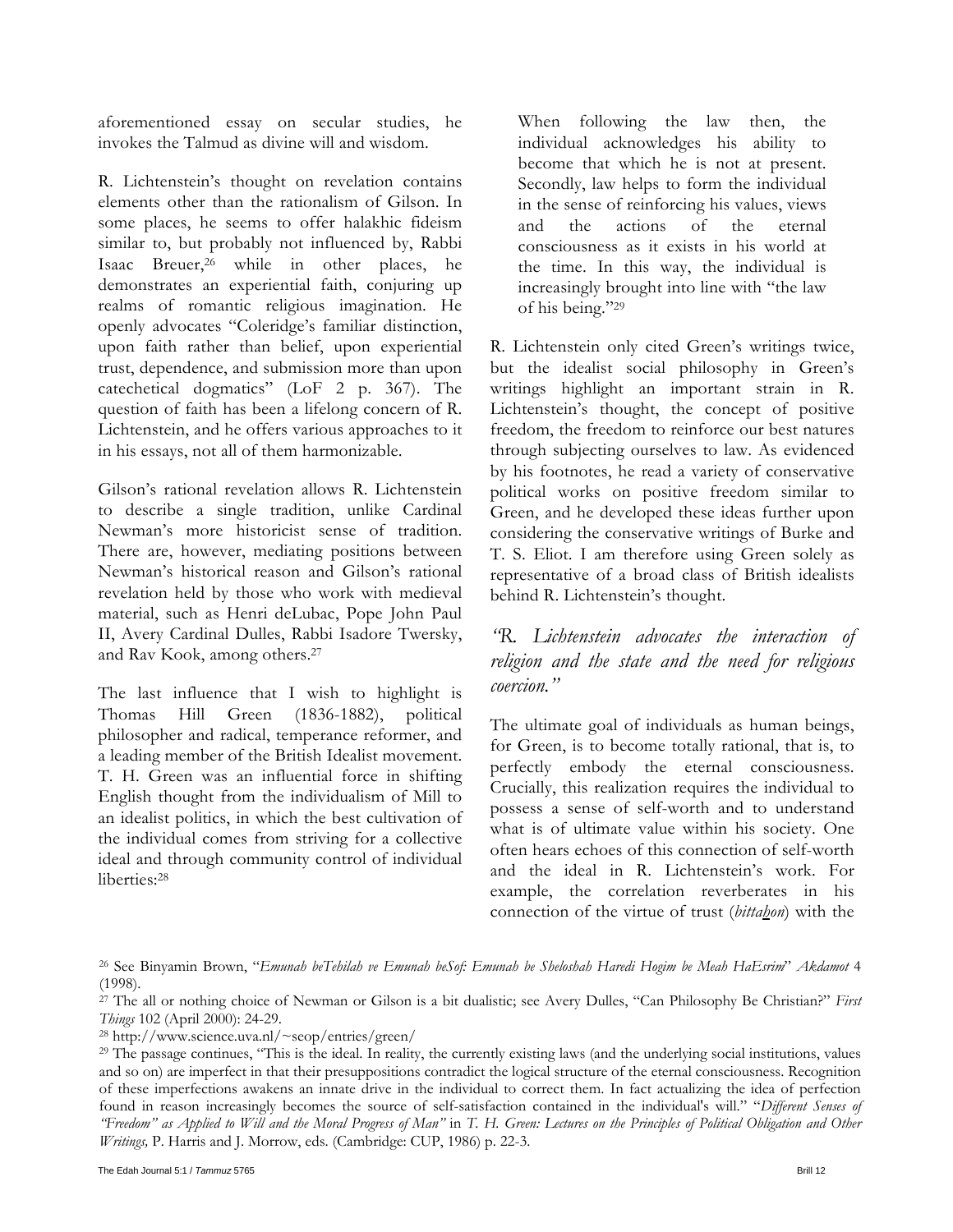aforementioned essay on secular studies, he invokes the Talmud as divine will and wisdom.

R. Lichtenstein's thought on revelation contains elements other than the rationalism of Gilson. In some places, he seems to offer halakhic fideism similar to, but probably not influenced by, Rabbi Isaac Breuer,[26] while in other places, he demonstrates an experiential faith, conjuring up realms of romantic religious imagination. He openly advocates "Coleridge's familiar distinction, upon faith rather than belief, upon experiential trust, dependence, and submission more than upon catechetical dogmatics" (LoF 2 p. 367). The question of faith has been a lifelong concern of R. Lichtenstein, and he offers various approaches to it in his essays, not all of them harmonizable.

Gilson's rational revelation allows R. Lichtenstein to describe a single tradition, unlike Cardinal Newman's more historicist sense of tradition. There are, however, mediating positions between Newman's historical reason and Gilson's rational revelation held by those who work with medieval material, such as Henri deLubac, Pope John Paul II, Avery Cardinal Dulles, Rabbi Isadore Twersky, and Rav Kook, among others.[27]

The last influence that I wish to highlight is Thomas Hill Green (1836-1882), political philosopher and radical, temperance reformer, and a leading member of the British Idealist movement. T. H. Green was an influential force in shifting English thought from the individualism of Mill to an idealist politics, in which the best cultivation of the individual comes from striving for a collective ideal and through community control of individual liberties:[28]

> When following the law then, the individual acknowledges his ability to become that which he is not at present. Secondly, law helps to form the individual in the sense of reinforcing his values, views and the actions of the eternal consciousness as it exists in his world at the time. In this way, the individual is increasingly brought into line with "the law of his being."[29]

R. Lichtenstein only cited Green's writings twice, but the idealist social philosophy in Green's writings highlight an important strain in R. Lichtenstein's thought, the concept of positive freedom, the freedom to reinforce our best natures through subjecting ourselves to law. As evidenced by his footnotes, he read a variety of conservative political works on positive freedom similar to Green, and he developed these ideas further upon considering the conservative writings of Burke and T. S. Eliot. I am therefore using Green solely as representative of a broad class of British idealists behind R. Lichtenstein's thought.

*"R. Lichtenstein advocates the interaction of religion and the state and the need for religious coercion."*

The ultimate goal of individuals as human beings, for Green, is to become totally rational, that is, to perfectly embody the eternal consciousness. Crucially, this realization requires the individual to possess a sense of self-worth and to understand what is of ultimate value within his society. One often hears echoes of this connection of self-worth and the ideal in R. Lichtenstein's work. For example, the correlation reverberates in his connection of the virtue of trust (*bittahon*) with the

---

[26] See Binyamin Brown, "*Emunah beTehilah ve Emunah beSof: Emunah be Sheloshah Haredi Hogim be Meah HaEsrim*" *Akdamot* 4 (1998).

[27] The all or nothing choice of Newman or Gilson is a bit dualistic; see Avery Dulles, "Can Philosophy Be Christian?" *First Things* 102 (April 2000): 24-29.

[28] http://www.science.uva.nl/~seop/entries/green/

[29] The passage continues, "This is the ideal. In reality, the currently existing laws (and the underlying social institutions, values and so on) are imperfect in that their presuppositions contradict the logical structure of the eternal consciousness. Recognition of these imperfections awakens an innate drive in the individual to correct them. In fact actualizing the idea of perfection found in reason increasingly becomes the source of self-satisfaction contained in the individual's will." "*Different Senses of "Freedom" as Applied to Will and the Moral Progress of Man"* in *T. H. Green: Lectures on the Principles of Political Obligation and Other Writings,* P. Harris and J. Morrow, eds. (Cambridge: CUP, 1986) p. 22-3.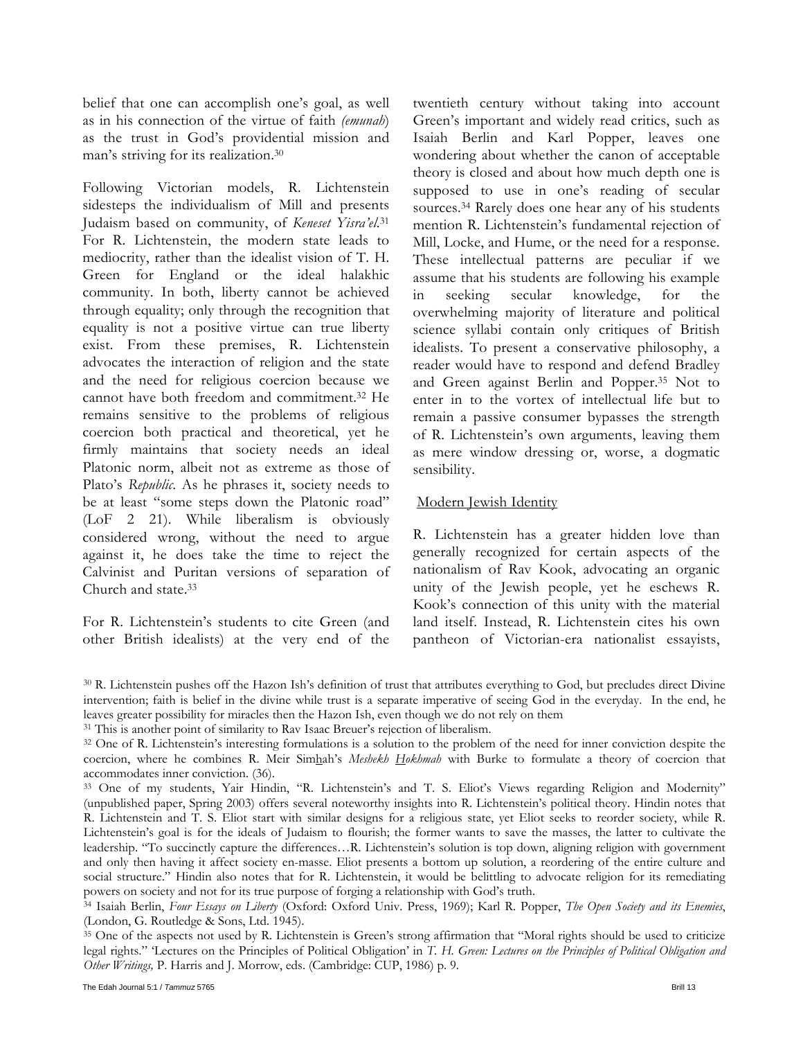belief that one can accomplish one's goal, as well as in his connection of the virtue of faith *(emunah)* as the trust in God's providential mission and man's striving for its realization.[30]

Following Victorian models, R. Lichtenstein sidesteps the individualism of Mill and presents Judaism based on community, of *Keneset Yisra'el*.[31] For R. Lichtenstein, the modern state leads to mediocrity, rather than the idealist vision of T. H. Green for England or the ideal halakhic community. In both, liberty cannot be achieved through equality; only through the recognition that equality is not a positive virtue can true liberty exist. From these premises, R. Lichtenstein advocates the interaction of religion and the state and the need for religious coercion because we cannot have both freedom and commitment.[32] He remains sensitive to the problems of religious coercion both practical and theoretical, yet he firmly maintains that society needs an ideal Platonic norm, albeit not as extreme as those of Plato's *Republic*. As he phrases it, society needs to be at least "some steps down the Platonic road" (LoF 2 21). While liberalism is obviously considered wrong, without the need to argue against it, he does take the time to reject the Calvinist and Puritan versions of separation of Church and state.[33]

For R. Lichtenstein's students to cite Green (and other British idealists) at the very end of the twentieth century without taking into account Green's important and widely read critics, such as Isaiah Berlin and Karl Popper, leaves one wondering about whether the canon of acceptable theory is closed and about how much depth one is supposed to use in one's reading of secular sources.[34] Rarely does one hear any of his students mention R. Lichtenstein's fundamental rejection of Mill, Locke, and Hume, or the need for a response. These intellectual patterns are peculiar if we assume that his students are following his example in seeking secular knowledge, for the overwhelming majority of literature and political science syllabi contain only critiques of British idealists. To present a conservative philosophy, a reader would have to respond and defend Bradley and Green against Berlin and Popper.[35] Not to enter in to the vortex of intellectual life but to remain a passive consumer bypasses the strength of R. Lichtenstein's own arguments, leaving them as mere window dressing or, worse, a dogmatic sensibility.

## Modern Jewish Identity

R. Lichtenstein has a greater hidden love than generally recognized for certain aspects of the nationalism of Rav Kook, advocating an organic unity of the Jewish people, yet he eschews R. Kook's connection of this unity with the material land itself. Instead, R. Lichtenstein cites his own pantheon of Victorian-era nationalist essayists,

---

[30] R. Lichtenstein pushes off the Hazon Ish's definition of trust that attributes everything to God, but precludes direct Divine intervention; faith is belief in the divine while trust is a separate imperative of seeing God in the everyday. In the end, he leaves greater possibility for miracles then the Hazon Ish, even though we do not rely on them

[31] This is another point of similarity to Rav Isaac Breuer's rejection of liberalism.

[32] One of R. Lichtenstein's interesting formulations is a solution to the problem of the need for inner conviction despite the coercion, where he combines R. Meir Sim<u>h</u>ah's *Meshekh <u>H</u>okhmah* with Burke to formulate a theory of coercion that accommodates inner conviction. (36).

[33] One of my students, Yair Hindin, "R. Lichtenstein's and T. S. Eliot's Views regarding Religion and Modernity" (unpublished paper, Spring 2003) offers several noteworthy insights into R. Lichtenstein's political theory. Hindin notes that R. Lichtenstein and T. S. Eliot start with similar designs for a religious state, yet Eliot seeks to reorder society, while R. Lichtenstein's goal is for the ideals of Judaism to flourish; the former wants to save the masses, the latter to cultivate the leadership. "To succinctly capture the differences…R. Lichtenstein's solution is top down, aligning religion with government and only then having it affect society en-masse. Eliot presents a bottom up solution, a reordering of the entire culture and social structure." Hindin also notes that for R. Lichtenstein, it would be belittling to advocate religion for its remediating powers on society and not for its true purpose of forging a relationship with God's truth.

[34] Isaiah Berlin, *Four Essays on Liberty* (Oxford: Oxford Univ. Press, 1969); Karl R. Popper, *The Open Society and its Enemies*, (London, G. Routledge & Sons, Ltd. 1945).

[35] One of the aspects not used by R. Lichtenstein is Green's strong affirmation that "Moral rights should be used to criticize legal rights." 'Lectures on the Principles of Political Obligation' in *T. H. Green: Lectures on the Principles of Political Obligation and Other Writings,* P. Harris and J. Morrow, eds. (Cambridge: CUP, 1986) p. 9.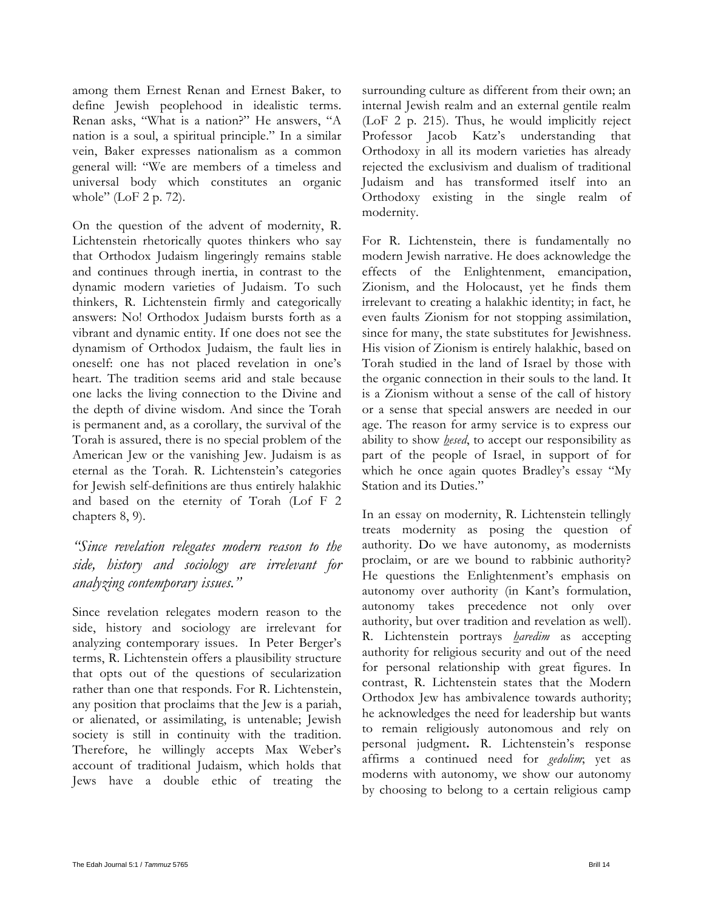among them Ernest Renan and Ernest Baker, to define Jewish peoplehood in idealistic terms. Renan asks, "What is a nation?" He answers, "A nation is a soul, a spiritual principle." In a similar vein, Baker expresses nationalism as a common general will: "We are members of a timeless and universal body which constitutes an organic whole" (LoF 2 p. 72).

On the question of the advent of modernity, R. Lichtenstein rhetorically quotes thinkers who say that Orthodox Judaism lingeringly remains stable and continues through inertia, in contrast to the dynamic modern varieties of Judaism. To such thinkers, R. Lichtenstein firmly and categorically answers: No! Orthodox Judaism bursts forth as a vibrant and dynamic entity. If one does not see the dynamism of Orthodox Judaism, the fault lies in oneself: one has not placed revelation in one's heart. The tradition seems arid and stale because one lacks the living connection to the Divine and the depth of divine wisdom. And since the Torah is permanent and, as a corollary, the survival of the Torah is assured, there is no special problem of the American Jew or the vanishing Jew. Judaism is as eternal as the Torah. R. Lichtenstein's categories for Jewish self-definitions are thus entirely halakhic and based on the eternity of Torah (Lof F 2 chapters 8, 9).

*"Since revelation relegates modern reason to the side, history and sociology are irrelevant for analyzing contemporary issues."*

Since revelation relegates modern reason to the side, history and sociology are irrelevant for analyzing contemporary issues. In Peter Berger's terms, R. Lichtenstein offers a plausibility structure that opts out of the questions of secularization rather than one that responds. For R. Lichtenstein, any position that proclaims that the Jew is a pariah, or alienated, or assimilating, is untenable; Jewish society is still in continuity with the tradition. Therefore, he willingly accepts Max Weber's account of traditional Judaism, which holds that Jews have a double ethic of treating the surrounding culture as different from their own; an internal Jewish realm and an external gentile realm (LoF 2 p. 215). Thus, he would implicitly reject Professor Jacob Katz's understanding that Orthodoxy in all its modern varieties has already rejected the exclusivism and dualism of traditional Judaism and has transformed itself into an Orthodoxy existing in the single realm of modernity.

For R. Lichtenstein, there is fundamentally no modern Jewish narrative. He does acknowledge the effects of the Enlightenment, emancipation, Zionism, and the Holocaust, yet he finds them irrelevant to creating a halakhic identity; in fact, he even faults Zionism for not stopping assimilation, since for many, the state substitutes for Jewishness. His vision of Zionism is entirely halakhic, based on Torah studied in the land of Israel by those with the organic connection in their souls to the land. It is a Zionism without a sense of the call of history or a sense that special answers are needed in our age. The reason for army service is to express our ability to show *hesed*, to accept our responsibility as part of the people of Israel, in support of for which he once again quotes Bradley's essay "My Station and its Duties."

In an essay on modernity, R. Lichtenstein tellingly treats modernity as posing the question of authority. Do we have autonomy, as modernists proclaim, or are we bound to rabbinic authority? He questions the Enlightenment's emphasis on autonomy over authority (in Kant's formulation, autonomy takes precedence not only over authority, but over tradition and revelation as well). R. Lichtenstein portrays *haredim* as accepting authority for religious security and out of the need for personal relationship with great figures. In contrast, R. Lichtenstein states that the Modern Orthodox Jew has ambivalence towards authority; he acknowledges the need for leadership but wants to remain religiously autonomous and rely on personal judgment**.** R. Lichtenstein's response affirms a continued need for *gedolim*; yet as moderns with autonomy, we show our autonomy by choosing to belong to a certain religious camp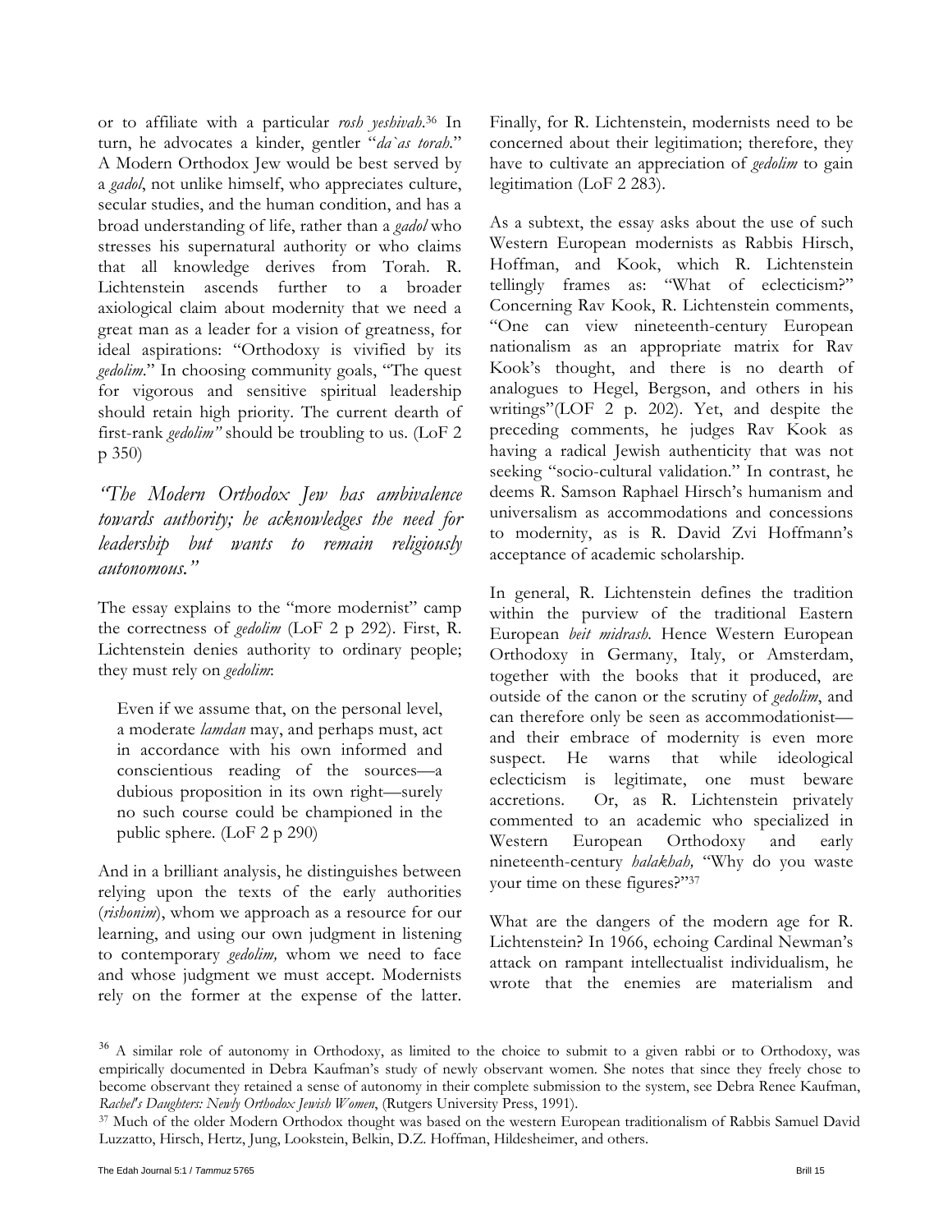or to affiliate with a particular *rosh yeshivah*.[36] In turn, he advocates a kinder, gentler "*da`as torah.*" A Modern Orthodox Jew would be best served by a *gadol*, not unlike himself, who appreciates culture, secular studies, and the human condition, and has a broad understanding of life, rather than a *gadol* who stresses his supernatural authority or who claims that all knowledge derives from Torah. R. Lichtenstein ascends further to a broader axiological claim about modernity that we need a great man as a leader for a vision of greatness, for ideal aspirations: "Orthodoxy is vivified by its *gedolim*." In choosing community goals, "The quest for vigorous and sensitive spiritual leadership should retain high priority. The current dearth of first-rank *gedolim"* should be troubling to us. (LoF 2 p 350)

*"The Modern Orthodox Jew has ambivalence towards authority; he acknowledges the need for leadership but wants to remain religiously autonomous."*

The essay explains to the "more modernist" camp the correctness of *gedolim* (LoF 2 p 292). First, R. Lichtenstein denies authority to ordinary people; they must rely on *gedolim*:

> Even if we assume that, on the personal level, a moderate *lamdan* may, and perhaps must, act in accordance with his own informed and conscientious reading of the sources—a dubious proposition in its own right—surely no such course could be championed in the public sphere. (LoF 2 p 290)

And in a brilliant analysis, he distinguishes between relying upon the texts of the early authorities (*rishonim*), whom we approach as a resource for our learning, and using our own judgment in listening to contemporary *gedolim,* whom we need to face and whose judgment we must accept. Modernists rely on the former at the expense of the latter. Finally, for R. Lichtenstein, modernists need to be concerned about their legitimation; therefore, they have to cultivate an appreciation of *gedolim* to gain legitimation (LoF 2 283).

As a subtext, the essay asks about the use of such Western European modernists as Rabbis Hirsch, Hoffman, and Kook, which R. Lichtenstein tellingly frames as: "What of eclecticism?" Concerning Rav Kook, R. Lichtenstein comments, "One can view nineteenth-century European nationalism as an appropriate matrix for Rav Kook's thought, and there is no dearth of analogues to Hegel, Bergson, and others in his writings"(LOF 2 p. 202). Yet, and despite the preceding comments, he judges Rav Kook as having a radical Jewish authenticity that was not seeking "socio-cultural validation." In contrast, he deems R. Samson Raphael Hirsch's humanism and universalism as accommodations and concessions to modernity, as is R. David Zvi Hoffmann's acceptance of academic scholarship.

In general, R. Lichtenstein defines the tradition within the purview of the traditional Eastern European *beit midrash*. Hence Western European Orthodoxy in Germany, Italy, or Amsterdam, together with the books that it produced, are outside of the canon or the scrutiny of *gedolim*, and can therefore only be seen as accommodationist—and their embrace of modernity is even more suspect. He warns that while ideological eclecticism is legitimate, one must beware accretions. Or, as R. Lichtenstein privately commented to an academic who specialized in Western European Orthodoxy and early nineteenth-century *halakhah,* "Why do you waste your time on these figures?"[37]

What are the dangers of the modern age for R. Lichtenstein? In 1966, echoing Cardinal Newman's attack on rampant intellectualist individualism, he wrote that the enemies are materialism and

[36] A similar role of autonomy in Orthodoxy, as limited to the choice to submit to a given rabbi or to Orthodoxy, was empirically documented in Debra Kaufman's study of newly observant women. She notes that since they freely chose to become observant they retained a sense of autonomy in their complete submission to the system, see Debra Renee Kaufman, *Rachel's Daughters: Newly Orthodox Jewish Women*, (Rutgers University Press, 1991).

[37] Much of the older Modern Orthodox thought was based on the western European traditionalism of Rabbis Samuel David Luzzatto, Hirsch, Hertz, Jung, Lookstein, Belkin, D.Z. Hoffman, Hildesheimer, and others.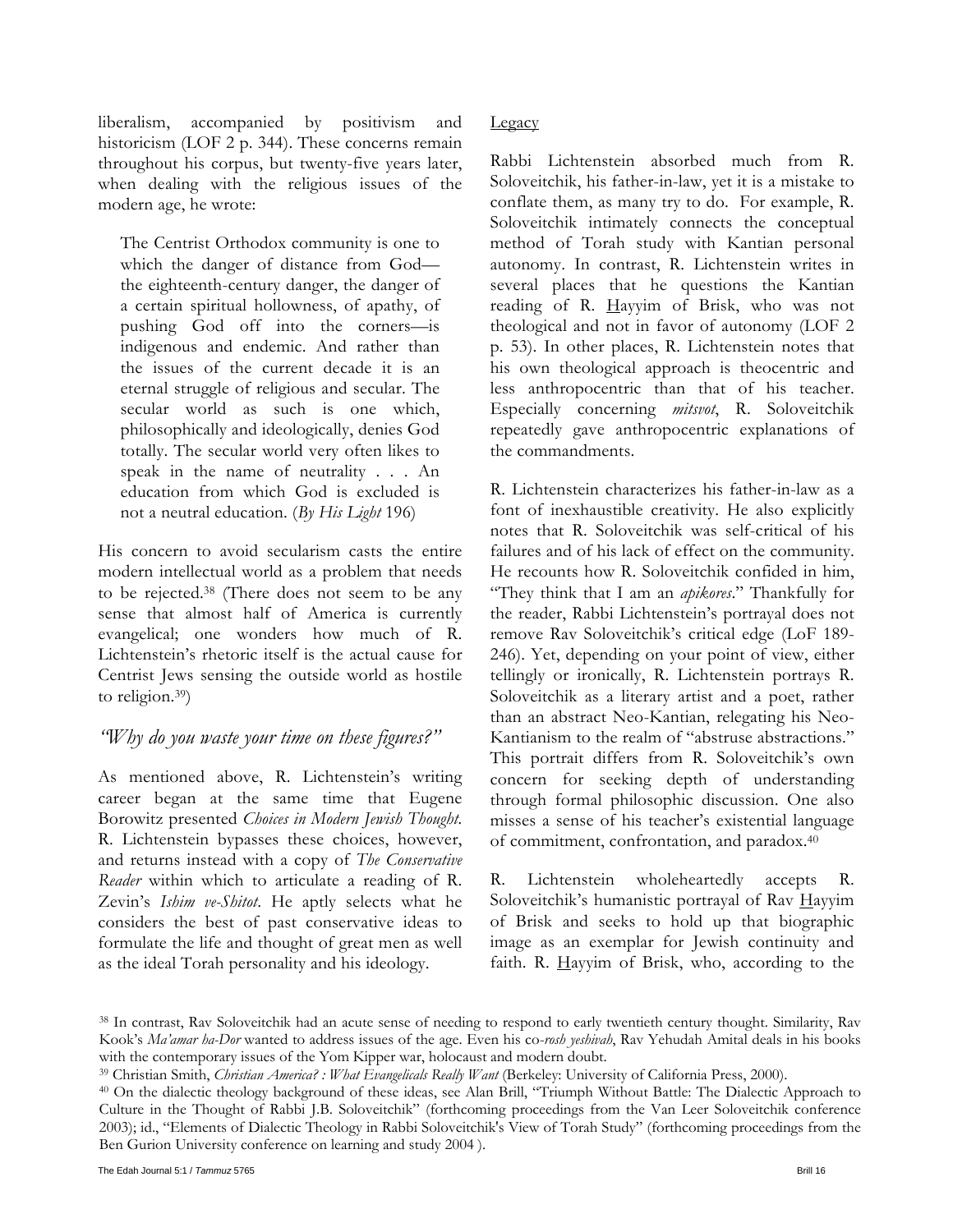liberalism, accompanied by positivism and historicism (LOF 2 p. 344). These concerns remain throughout his corpus, but twenty-five years later, when dealing with the religious issues of the modern age, he wrote:

> The Centrist Orthodox community is one to which the danger of distance from God—the eighteenth-century danger, the danger of a certain spiritual hollowness, of apathy, of pushing God off into the corners—is indigenous and endemic. And rather than the issues of the current decade it is an eternal struggle of religious and secular. The secular world as such is one which, philosophically and ideologically, denies God totally. The secular world very often likes to speak in the name of neutrality . . . An education from which God is excluded is not a neutral education. (*By His Light* 196)

His concern to avoid secularism casts the entire modern intellectual world as a problem that needs to be rejected.[38] (There does not seem to be any sense that almost half of America is currently evangelical; one wonders how much of R. Lichtenstein's rhetoric itself is the actual cause for Centrist Jews sensing the outside world as hostile to religion.[39])

## *"Why do you waste your time on these figures?"*

As mentioned above, R. Lichtenstein's writing career began at the same time that Eugene Borowitz presented *Choices in Modern Jewish Thought*. R. Lichtenstein bypasses these choices, however, and returns instead with a copy of *The Conservative Reader* within which to articulate a reading of R. Zevin's *Ishim ve-Shitot*. He aptly selects what he considers the best of past conservative ideas to formulate the life and thought of great men as well as the ideal Torah personality and his ideology.

## Legacy

Rabbi Lichtenstein absorbed much from R. Soloveitchik, his father-in-law, yet it is a mistake to conflate them, as many try to do. For example, R. Soloveitchik intimately connects the conceptual method of Torah study with Kantian personal autonomy. In contrast, R. Lichtenstein writes in several places that he questions the Kantian reading of R. Hayyim of Brisk, who was not theological and not in favor of autonomy (LOF 2 p. 53). In other places, R. Lichtenstein notes that his own theological approach is theocentric and less anthropocentric than that of his teacher. Especially concerning *mitsvot*, R. Soloveitchik repeatedly gave anthropocentric explanations of the commandments.

R. Lichtenstein characterizes his father-in-law as a font of inexhaustible creativity. He also explicitly notes that R. Soloveitchik was self-critical of his failures and of his lack of effect on the community. He recounts how R. Soloveitchik confided in him, "They think that I am an *apikores*." Thankfully for the reader, Rabbi Lichtenstein's portrayal does not remove Rav Soloveitchik's critical edge (LoF 189-246). Yet, depending on your point of view, either tellingly or ironically, R. Lichtenstein portrays R. Soloveitchik as a literary artist and a poet, rather than an abstract Neo-Kantian, relegating his Neo-Kantianism to the realm of "abstruse abstractions." This portrait differs from R. Soloveitchik's own concern for seeking depth of understanding through formal philosophic discussion. One also misses a sense of his teacher's existential language of commitment, confrontation, and paradox.[40]

R. Lichtenstein wholeheartedly accepts R. Soloveitchik's humanistic portrayal of Rav Hayyim of Brisk and seeks to hold up that biographic image as an exemplar for Jewish continuity and faith. R. Hayyim of Brisk, who, according to the

---

[38] In contrast, Rav Soloveitchik had an acute sense of needing to respond to early twentieth century thought. Similarity, Rav Kook's *Ma'amar ha-Dor* wanted to address issues of the age. Even his co-*rosh yeshivah*, Rav Yehudah Amital deals in his books with the contemporary issues of the Yom Kipper war, holocaust and modern doubt.

[39] Christian Smith, *Christian America? : What Evangelicals Really Want* (Berkeley: University of California Press, 2000).

[40] On the dialectic theology background of these ideas, see Alan Brill, "Triumph Without Battle: The Dialectic Approach to Culture in the Thought of Rabbi J.B. Soloveitchik" (forthcoming proceedings from the Van Leer Soloveitchik conference 2003); id., "Elements of Dialectic Theology in Rabbi Soloveitchik's View of Torah Study" (forthcoming proceedings from the Ben Gurion University conference on learning and study 2004 ).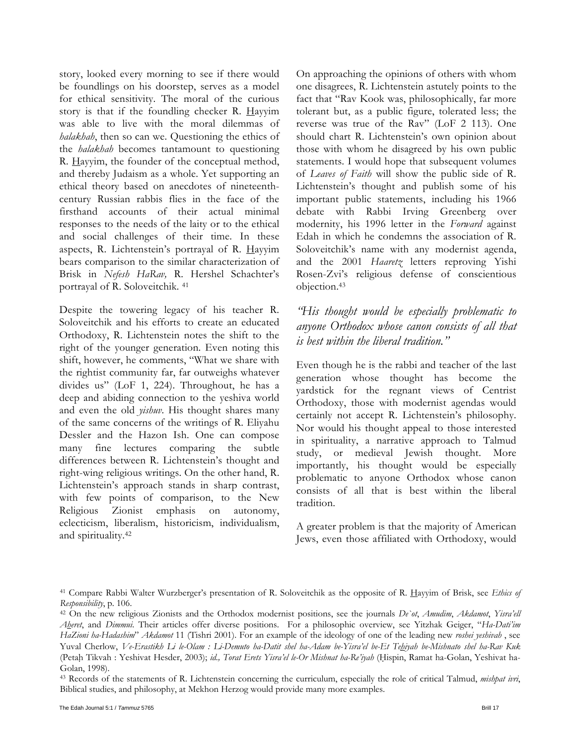story, looked every morning to see if there would be foundlings on his doorstep, serves as a model for ethical sensitivity. The moral of the curious story is that if the foundling checker R. Hayyim was able to live with the moral dilemmas of *halakhah*, then so can we. Questioning the ethics of the *halakhah* becomes tantamount to questioning R. Hayyim, the founder of the conceptual method, and thereby Judaism as a whole. Yet supporting an ethical theory based on anecdotes of nineteenth-century Russian rabbis flies in the face of the firsthand accounts of their actual minimal responses to the needs of the laity or to the ethical and social challenges of their time. In these aspects, R. Lichtenstein's portrayal of R. Hayyim bears comparison to the similar characterization of Brisk in *Nefesh HaRav,* R. Hershel Schachter's portrayal of R. Soloveitchik. [41]

Despite the towering legacy of his teacher R. Soloveitchik and his efforts to create an educated Orthodoxy, R. Lichtenstein notes the shift to the right of the younger generation. Even noting this shift, however, he comments, "What we share with the rightist community far, far outweighs whatever divides us" (LoF 1, 224). Throughout, he has a deep and abiding connection to the yeshiva world and even the old *yishuv*. His thought shares many of the same concerns of the writings of R. Eliyahu Dessler and the Hazon Ish. One can compose many fine lectures comparing the subtle differences between R. Lichtenstein's thought and right-wing religious writings. On the other hand, R. Lichtenstein's approach stands in sharp contrast, with few points of comparison, to the New Religious Zionist emphasis on autonomy, eclecticism, liberalism, historicism, individualism, and spirituality.[42]

On approaching the opinions of others with whom one disagrees, R. Lichtenstein astutely points to the fact that "Rav Kook was, philosophically, far more tolerant but, as a public figure, tolerated less; the reverse was true of the Rav" (LoF 2 113). One should chart R. Lichtenstein's own opinion about those with whom he disagreed by his own public statements. I would hope that subsequent volumes of *Leaves of Faith* will show the public side of R. Lichtenstein's thought and publish some of his important public statements, including his 1966 debate with Rabbi Irving Greenberg over modernity, his 1996 letter in the *Forward* against Edah in which he condemns the association of R. Soloveitchik's name with any modernist agenda, and the 2001 *Haaretz* letters reproving Yishi Rosen-Zvi's religious defense of conscientious objection.[43]

*"His thought would be especially problematic to anyone Orthodox whose canon consists of all that is best within the liberal tradition."*

Even though he is the rabbi and teacher of the last generation whose thought has become the yardstick for the regnant views of Centrist Orthodoxy, those with modernist agendas would certainly not accept R. Lichtenstein's philosophy. Nor would his thought appeal to those interested in spirituality, a narrative approach to Talmud study, or medieval Jewish thought. More importantly, his thought would be especially problematic to anyone Orthodox whose canon consists of all that is best within the liberal tradition.

A greater problem is that the majority of American Jews, even those affiliated with Orthodoxy, would

---

[41] Compare Rabbi Walter Wurzberger's presentation of R. Soloveitchik as the opposite of R. Hayyim of Brisk, see *Ethics of Responsibility*, p. 106.

[42] On the new religious Zionists and the Orthodox modernist positions, see the journals *De`ot*, *Amudim*, *Akdamot*, *Yisra'ell Aheret*, and *Dimmui*. Their articles offer diverse positions. For a philosophic overview, see Yitzhak Geiger, "*Ha-Dati'im HaZioni ha-Hadashim*" *Akdamot* 11 (Tishri 2001). For an example of the ideology of one of the leading new *roshei yeshivah* , see Yuval Cherlow, *Ve-Erastikh Li le-Olam : Li-Demuto ha-Datit shel ha-Adam be-Yisra'el be-Et Tehiyah be-Mishnato shel ha-Rav Kuk* (Petaḥ Tikvah : Yeshivat Hesder, 2003); *id., Torat Erets Yisra'el le-Or Mishnat ha-Re'iyah* (Ḥispin, Ramat ha-Golan, Yeshivat ha-Golan, 1998).

[43] Records of the statements of R. Lichtenstein concerning the curriculum, especially the role of critical Talmud, *mishpat ivri*, Biblical studies, and philosophy, at Mekhon Herzog would provide many more examples.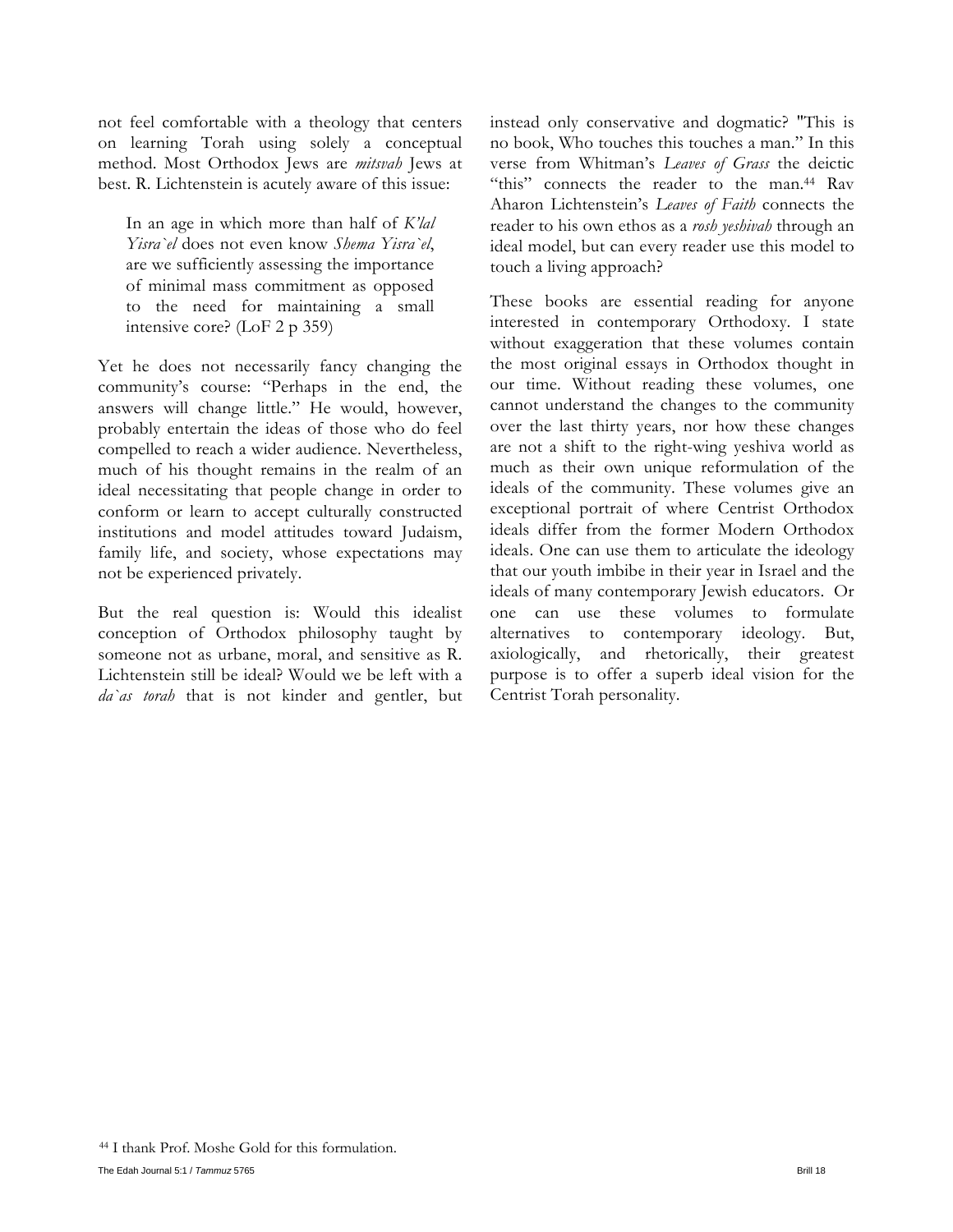not feel comfortable with a theology that centers on learning Torah using solely a conceptual method. Most Orthodox Jews are *mitsvah* Jews at best. R. Lichtenstein is acutely aware of this issue:

> In an age in which more than half of *K'lal Yisra`el* does not even know *Shema Yisra`el*, are we sufficiently assessing the importance of minimal mass commitment as opposed to the need for maintaining a small intensive core? (LoF 2 p 359)

Yet he does not necessarily fancy changing the community's course: "Perhaps in the end, the answers will change little." He would, however, probably entertain the ideas of those who do feel compelled to reach a wider audience. Nevertheless, much of his thought remains in the realm of an ideal necessitating that people change in order to conform or learn to accept culturally constructed institutions and model attitudes toward Judaism, family life, and society, whose expectations may not be experienced privately.

But the real question is: Would this idealist conception of Orthodox philosophy taught by someone not as urbane, moral, and sensitive as R. Lichtenstein still be ideal? Would we be left with a *da`as torah* that is not kinder and gentler, but instead only conservative and dogmatic? "This is no book, Who touches this touches a man." In this verse from Whitman's *Leaves of Grass* the deictic "this" connects the reader to the man.[44] Rav Aharon Lichtenstein's *Leaves of Faith* connects the reader to his own ethos as a *rosh yeshivah* through an ideal model, but can every reader use this model to touch a living approach?

These books are essential reading for anyone interested in contemporary Orthodoxy. I state without exaggeration that these volumes contain the most original essays in Orthodox thought in our time. Without reading these volumes, one cannot understand the changes to the community over the last thirty years, nor how these changes are not a shift to the right-wing yeshiva world as much as their own unique reformulation of the ideals of the community. These volumes give an exceptional portrait of where Centrist Orthodox ideals differ from the former Modern Orthodox ideals. One can use them to articulate the ideology that our youth imbibe in their year in Israel and the ideals of many contemporary Jewish educators. Or one can use these volumes to formulate alternatives to contemporary ideology. But, axiologically, and rhetorically, their greatest purpose is to offer a superb ideal vision for the Centrist Torah personality.

[44] I thank Prof. Moshe Gold for this formulation.